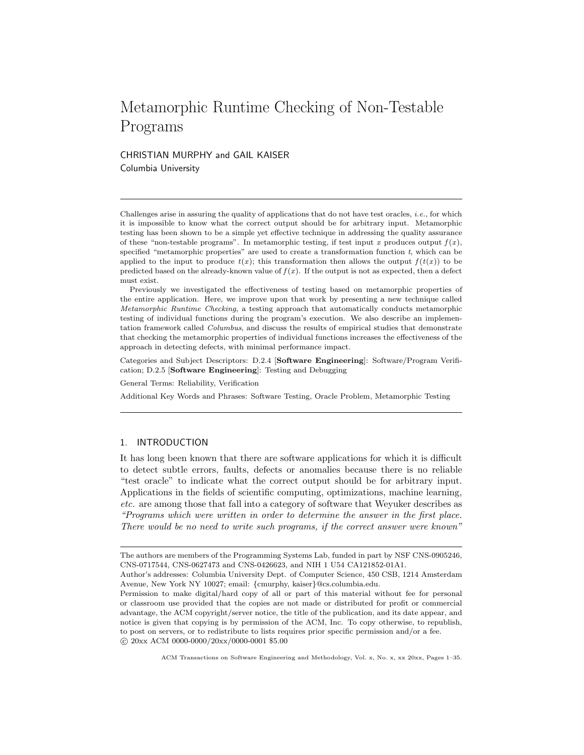# Metamorphic Runtime Checking of Non-Testable Programs

CHRISTIAN MURPHY and GAIL KAISER
Columbia University

---

Challenges arise in assuring the quality of applications that do not have test oracles, *i.e.*, for which it is impossible to know what the correct output should be for arbitrary input. Metamorphic testing has been shown to be a simple yet effective technique in addressing the quality assurance of these "non-testable programs". In metamorphic testing, if test input $x$ produces output $f(x)$, specified "metamorphic properties" are used to create a transformation function $t$, which can be applied to the input to produce $t(x)$; this transformation then allows the output $f(t(x))$ to be predicted based on the already-known value of $f(x)$. If the output is not as expected, then a defect must exist.

Previously we investigated the effectiveness of testing based on metamorphic properties of the entire application. Here, we improve upon that work by presenting a new technique called *Metamorphic Runtime Checking*, a testing approach that automatically conducts metamorphic testing of individual functions during the program's execution. We also describe an implementation framework called *Columbus*, and discuss the results of empirical studies that demonstrate that checking the metamorphic properties of individual functions increases the effectiveness of the approach in detecting defects, with minimal performance impact.

Categories and Subject Descriptors: D.2.4 [**Software Engineering**]: Software/Program Verification; D.2.5 [**Software Engineering**]: Testing and Debugging

General Terms: Reliability, Verification

Additional Key Words and Phrases: Software Testing, Oracle Problem, Metamorphic Testing

---

## 1. INTRODUCTION

It has long been known that there are software applications for which it is difficult to detect subtle errors, faults, defects or anomalies because there is no reliable "test oracle" to indicate what the correct output should be for arbitrary input. Applications in the fields of scientific computing, optimizations, machine learning, *etc.* are among those that fall into a category of software that Weyuker describes as *"Programs which were written in order to determine the answer in the first place. There would be no need to write such programs, if the correct answer were known"*

---

The authors are members of the Programming Systems Lab, funded in part by NSF CNS-0905246, CNS-0717544, CNS-0627473 and CNS-0426623, and NIH 1 U54 CA121852-01A1.

Author's addresses: Columbia University Dept. of Computer Science, 450 CSB, 1214 Amsterdam Avenue, New York NY 10027; email: {cmurphy, kaiser}@cs.columbia.edu.

Permission to make digital/hard copy of all or part of this material without fee for personal or classroom use provided that the copies are not made or distributed for profit or commercial advantage, the ACM copyright/server notice, the title of the publication, and its date appear, and notice is given that copying is by permission of the ACM, Inc. To copy otherwise, to republish, to post on servers, or to redistribute to lists requires prior specific permission and/or a fee.
© 20xx ACM 0000-0000/20xx/0000-0001 $5.00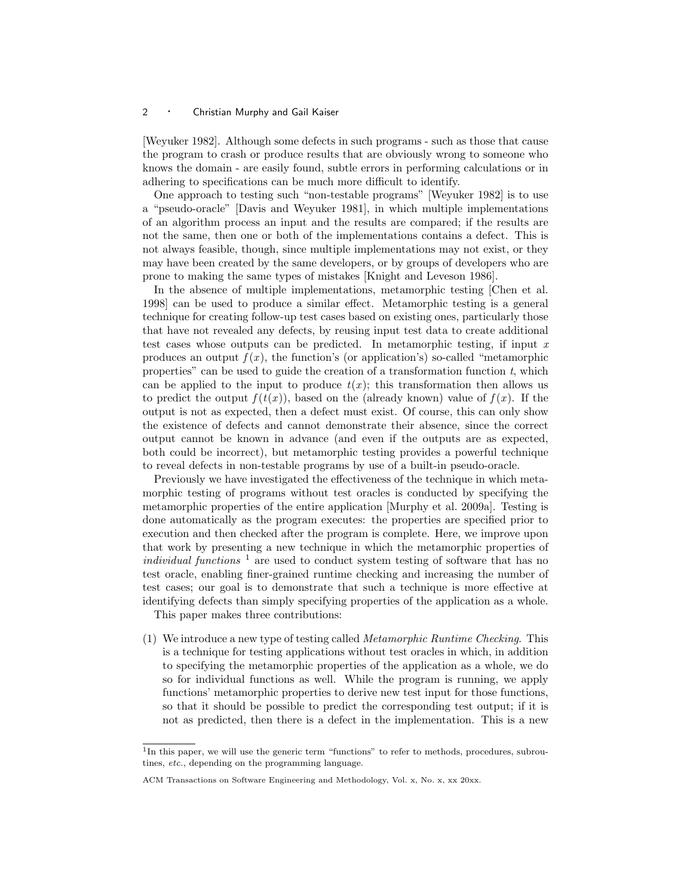[Weyuker 1982]. Although some defects in such programs - such as those that cause the program to crash or produce results that are obviously wrong to someone who knows the domain - are easily found, subtle errors in performing calculations or in adhering to specifications can be much more difficult to identify.

One approach to testing such "non-testable programs" [Weyuker 1982] is to use a "pseudo-oracle" [Davis and Weyuker 1981], in which multiple implementations of an algorithm process an input and the results are compared; if the results are not the same, then one or both of the implementations contains a defect. This is not always feasible, though, since multiple implementations may not exist, or they may have been created by the same developers, or by groups of developers who are prone to making the same types of mistakes [Knight and Leveson 1986].

In the absence of multiple implementations, metamorphic testing [Chen et al. 1998] can be used to produce a similar effect. Metamorphic testing is a general technique for creating follow-up test cases based on existing ones, particularly those that have not revealed any defects, by reusing input test data to create additional test cases whose outputs can be predicted. In metamorphic testing, if input $x$ produces an output $f(x)$, the function's (or application's) so-called "metamorphic properties" can be used to guide the creation of a transformation function $t$, which can be applied to the input to produce $t(x)$; this transformation then allows us to predict the output $f(t(x))$, based on the (already known) value of $f(x)$. If the output is not as expected, then a defect must exist. Of course, this can only show the existence of defects and cannot demonstrate their absence, since the correct output cannot be known in advance (and even if the outputs are as expected, both could be incorrect), but metamorphic testing provides a powerful technique to reveal defects in non-testable programs by use of a built-in pseudo-oracle.

Previously we have investigated the effectiveness of the technique in which metamorphic testing of programs without test oracles is conducted by specifying the metamorphic properties of the entire application [Murphy et al. 2009a]. Testing is done automatically as the program executes: the properties are specified prior to execution and then checked after the program is complete. Here, we improve upon that work by presenting a new technique in which the metamorphic properties of *individual functions* [1] are used to conduct system testing of software that has no test oracle, enabling finer-grained runtime checking and increasing the number of test cases; our goal is to demonstrate that such a technique is more effective at identifying defects than simply specifying properties of the application as a whole.

This paper makes three contributions:

(1) We introduce a new type of testing called *Metamorphic Runtime Checking*. This is a technique for testing applications without test oracles in which, in addition to specifying the metamorphic properties of the application as a whole, we do so for individual functions as well. While the program is running, we apply functions' metamorphic properties to derive new test input for those functions, so that it should be possible to predict the corresponding test output; if it is not as predicted, then there is a defect in the implementation. This is a new

[1] In this paper, we will use the generic term "functions" to refer to methods, procedures, subroutines, *etc.*, depending on the programming language.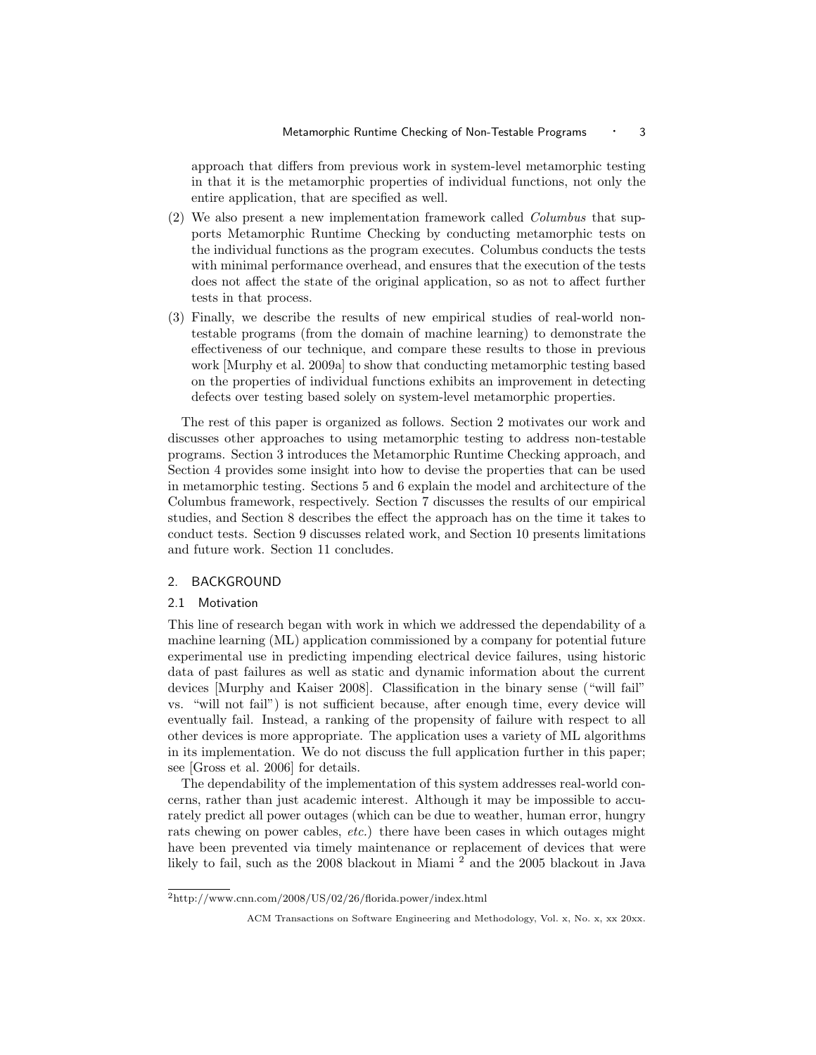approach that differs from previous work in system-level metamorphic testing in that it is the metamorphic properties of individual functions, not only the entire application, that are specified as well.

(2) We also present a new implementation framework called *Columbus* that supports Metamorphic Runtime Checking by conducting metamorphic tests on the individual functions as the program executes. Columbus conducts the tests with minimal performance overhead, and ensures that the execution of the tests does not affect the state of the original application, so as not to affect further tests in that process.

(3) Finally, we describe the results of new empirical studies of real-world non-testable programs (from the domain of machine learning) to demonstrate the effectiveness of our technique, and compare these results to those in previous work [Murphy et al. 2009a] to show that conducting metamorphic testing based on the properties of individual functions exhibits an improvement in detecting defects over testing based solely on system-level metamorphic properties.

The rest of this paper is organized as follows. Section 2 motivates our work and discusses other approaches to using metamorphic testing to address non-testable programs. Section 3 introduces the Metamorphic Runtime Checking approach, and Section 4 provides some insight into how to devise the properties that can be used in metamorphic testing. Sections 5 and 6 explain the model and architecture of the Columbus framework, respectively. Section 7 discusses the results of our empirical studies, and Section 8 describes the effect the approach has on the time it takes to conduct tests. Section 9 discusses related work, and Section 10 presents limitations and future work. Section 11 concludes.

## 2. BACKGROUND

### 2.1 Motivation

This line of research began with work in which we addressed the dependability of a machine learning (ML) application commissioned by a company for potential future experimental use in predicting impending electrical device failures, using historic data of past failures as well as static and dynamic information about the current devices [Murphy and Kaiser 2008]. Classification in the binary sense ("will fail" vs. "will not fail") is not sufficient because, after enough time, every device will eventually fail. Instead, a ranking of the propensity of failure with respect to all other devices is more appropriate. The application uses a variety of ML algorithms in its implementation. We do not discuss the full application further in this paper; see [Gross et al. 2006] for details.

The dependability of the implementation of this system addresses real-world concerns, rather than just academic interest. Although it may be impossible to accurately predict all power outages (which can be due to weather, human error, hungry rats chewing on power cables, *etc.*) there have been cases in which outages might have been prevented via timely maintenance or replacement of devices that were likely to fail, such as the 2008 blackout in Miami [2] and the 2005 blackout in Java

[2] http://www.cnn.com/2008/US/02/26/florida.power/index.html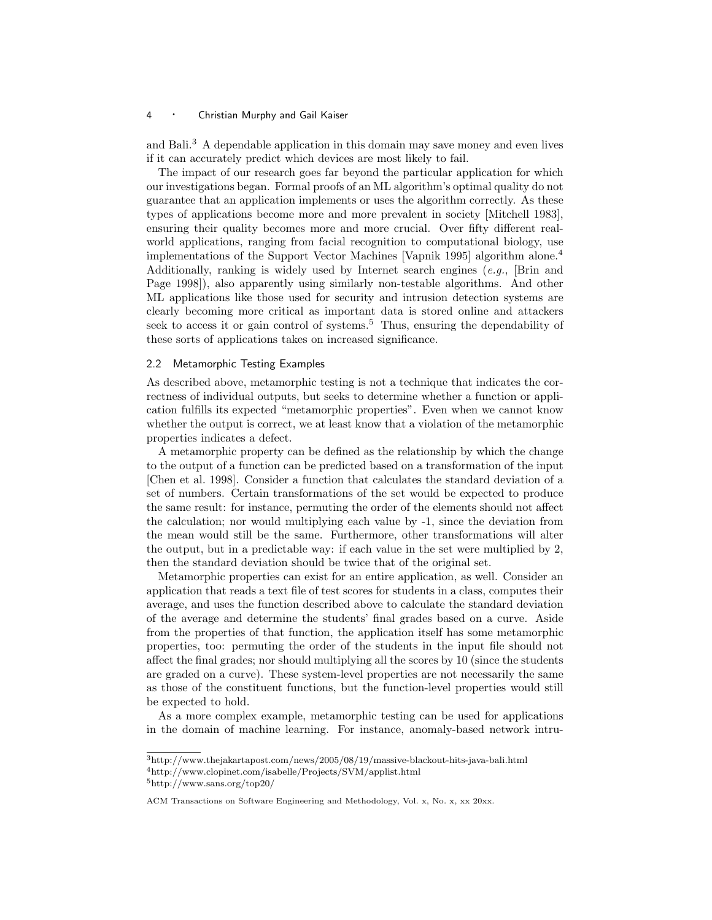and Bali.[3] A dependable application in this domain may save money and even lives if it can accurately predict which devices are most likely to fail.

The impact of our research goes far beyond the particular application for which our investigations began. Formal proofs of an ML algorithm's optimal quality do not guarantee that an application implements or uses the algorithm correctly. As these types of applications become more and more prevalent in society [Mitchell 1983], ensuring their quality becomes more and more crucial. Over fifty different real-world applications, ranging from facial recognition to computational biology, use implementations of the Support Vector Machines [Vapnik 1995] algorithm alone.[4] Additionally, ranking is widely used by Internet search engines (*e.g.*, [Brin and Page 1998]), also apparently using similarly non-testable algorithms. And other ML applications like those used for security and intrusion detection systems are clearly becoming more critical as important data is stored online and attackers seek to access it or gain control of systems.[5] Thus, ensuring the dependability of these sorts of applications takes on increased significance.

### 2.2 Metamorphic Testing Examples

As described above, metamorphic testing is not a technique that indicates the correctness of individual outputs, but seeks to determine whether a function or application fulfills its expected "metamorphic properties". Even when we cannot know whether the output is correct, we at least know that a violation of the metamorphic properties indicates a defect.

A metamorphic property can be defined as the relationship by which the change to the output of a function can be predicted based on a transformation of the input [Chen et al. 1998]. Consider a function that calculates the standard deviation of a set of numbers. Certain transformations of the set would be expected to produce the same result: for instance, permuting the order of the elements should not affect the calculation; nor would multiplying each value by -1, since the deviation from the mean would still be the same. Furthermore, other transformations will alter the output, but in a predictable way: if each value in the set were multiplied by 2, then the standard deviation should be twice that of the original set.

Metamorphic properties can exist for an entire application, as well. Consider an application that reads a text file of test scores for students in a class, computes their average, and uses the function described above to calculate the standard deviation of the average and determine the students' final grades based on a curve. Aside from the properties of that function, the application itself has some metamorphic properties, too: permuting the order of the students in the input file should not affect the final grades; nor should multiplying all the scores by 10 (since the students are graded on a curve). These system-level properties are not necessarily the same as those of the constituent functions, but the function-level properties would still be expected to hold.

As a more complex example, metamorphic testing can be used for applications in the domain of machine learning. For instance, anomaly-based network intru-

[3] http://www.thejakartapost.com/news/2005/08/19/massive-blackout-hits-java-bali.html

[4] http://www.clopinet.com/isabelle/Projects/SVM/applist.html

[5] http://www.sans.org/top20/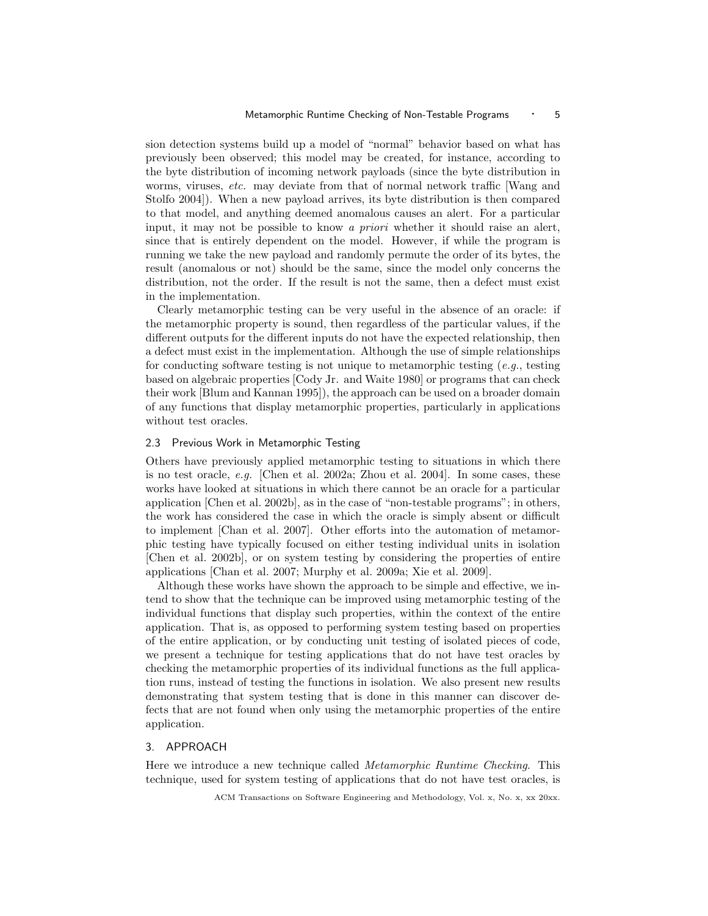sion detection systems build up a model of "normal" behavior based on what has previously been observed; this model may be created, for instance, according to the byte distribution of incoming network payloads (since the byte distribution in worms, viruses, *etc.* may deviate from that of normal network traffic [Wang and Stolfo 2004]). When a new payload arrives, its byte distribution is then compared to that model, and anything deemed anomalous causes an alert. For a particular input, it may not be possible to know *a priori* whether it should raise an alert, since that is entirely dependent on the model. However, if while the program is running we take the new payload and randomly permute the order of its bytes, the result (anomalous or not) should be the same, since the model only concerns the distribution, not the order. If the result is not the same, then a defect must exist in the implementation.

Clearly metamorphic testing can be very useful in the absence of an oracle: if the metamorphic property is sound, then regardless of the particular values, if the different outputs for the different inputs do not have the expected relationship, then a defect must exist in the implementation. Although the use of simple relationships for conducting software testing is not unique to metamorphic testing (*e.g.*, testing based on algebraic properties [Cody Jr. and Waite 1980] or programs that can check their work [Blum and Kannan 1995]), the approach can be used on a broader domain of any functions that display metamorphic properties, particularly in applications without test oracles.

### 2.3 Previous Work in Metamorphic Testing

Others have previously applied metamorphic testing to situations in which there is no test oracle, *e.g.* [Chen et al. 2002a; Zhou et al. 2004]. In some cases, these works have looked at situations in which there cannot be an oracle for a particular application [Chen et al. 2002b], as in the case of "non-testable programs"; in others, the work has considered the case in which the oracle is simply absent or difficult to implement [Chan et al. 2007]. Other efforts into the automation of metamorphic testing have typically focused on either testing individual units in isolation [Chen et al. 2002b], or on system testing by considering the properties of entire applications [Chan et al. 2007; Murphy et al. 2009a; Xie et al. 2009].

Although these works have shown the approach to be simple and effective, we intend to show that the technique can be improved using metamorphic testing of the individual functions that display such properties, within the context of the entire application. That is, as opposed to performing system testing based on properties of the entire application, or by conducting unit testing of isolated pieces of code, we present a technique for testing applications that do not have test oracles by checking the metamorphic properties of its individual functions as the full application runs, instead of testing the functions in isolation. We also present new results demonstrating that system testing that is done in this manner can discover defects that are not found when only using the metamorphic properties of the entire application.

## 3. APPROACH

Here we introduce a new technique called *Metamorphic Runtime Checking*. This technique, used for system testing of applications that do not have test oracles, is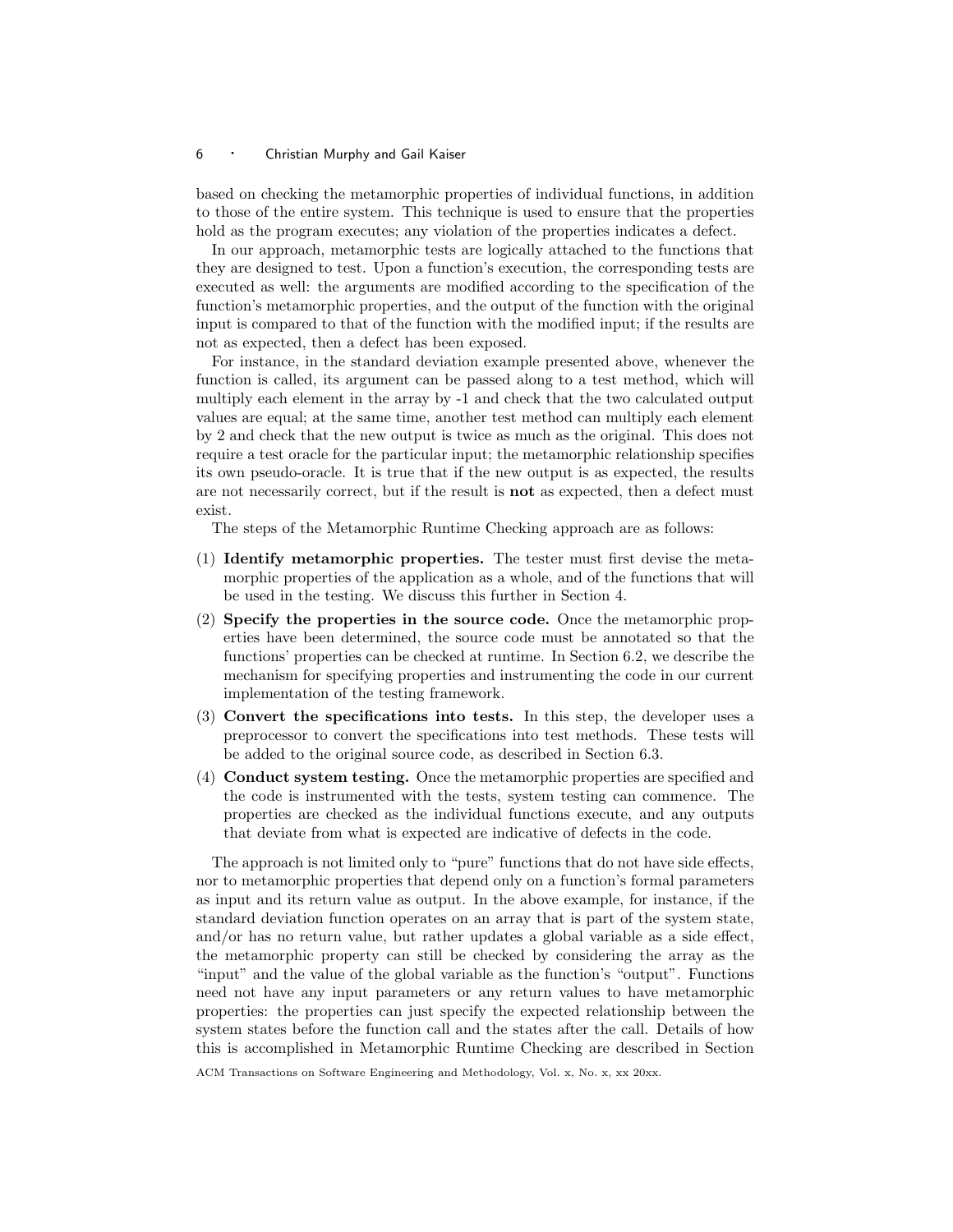based on checking the metamorphic properties of individual functions, in addition to those of the entire system. This technique is used to ensure that the properties hold as the program executes; any violation of the properties indicates a defect.

In our approach, metamorphic tests are logically attached to the functions that they are designed to test. Upon a function's execution, the corresponding tests are executed as well: the arguments are modified according to the specification of the function's metamorphic properties, and the output of the function with the original input is compared to that of the function with the modified input; if the results are not as expected, then a defect has been exposed.

For instance, in the standard deviation example presented above, whenever the function is called, its argument can be passed along to a test method, which will multiply each element in the array by -1 and check that the two calculated output values are equal; at the same time, another test method can multiply each element by 2 and check that the new output is twice as much as the original. This does not require a test oracle for the particular input; the metamorphic relationship specifies its own pseudo-oracle. It is true that if the new output is as expected, the results are not necessarily correct, but if the result is **not** as expected, then a defect must exist.

The steps of the Metamorphic Runtime Checking approach are as follows:

(1) **Identify metamorphic properties.** The tester must first devise the metamorphic properties of the application as a whole, and of the functions that will be used in the testing. We discuss this further in Section 4.

(2) **Specify the properties in the source code.** Once the metamorphic properties have been determined, the source code must be annotated so that the functions' properties can be checked at runtime. In Section 6.2, we describe the mechanism for specifying properties and instrumenting the code in our current implementation of the testing framework.

(3) **Convert the specifications into tests.** In this step, the developer uses a preprocessor to convert the specifications into test methods. These tests will be added to the original source code, as described in Section 6.3.

(4) **Conduct system testing.** Once the metamorphic properties are specified and the code is instrumented with the tests, system testing can commence. The properties are checked as the individual functions execute, and any outputs that deviate from what is expected are indicative of defects in the code.

The approach is not limited only to "pure" functions that do not have side effects, nor to metamorphic properties that depend only on a function's formal parameters as input and its return value as output. In the above example, for instance, if the standard deviation function operates on an array that is part of the system state, and/or has no return value, but rather updates a global variable as a side effect, the metamorphic property can still be checked by considering the array as the "input" and the value of the global variable as the function's "output". Functions need not have any input parameters or any return values to have metamorphic properties: the properties can just specify the expected relationship between the system states before the function call and the states after the call. Details of how this is accomplished in Metamorphic Runtime Checking are described in Section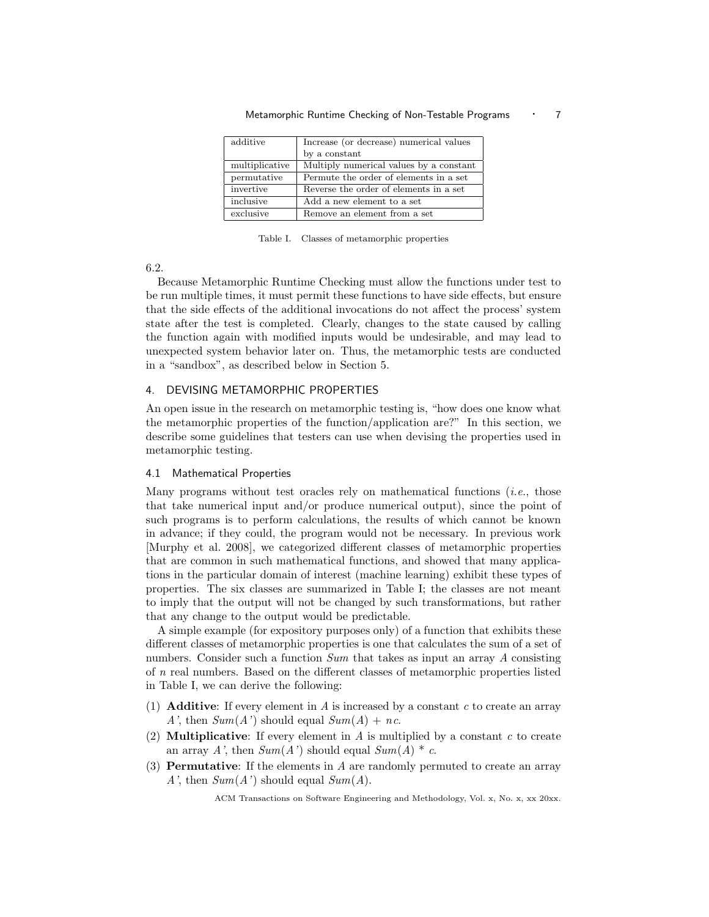| additive | Increase (or decrease) numerical values by a constant |
|---|---|
| multiplicative | Multiply numerical values by a constant |
| permutative | Permute the order of elements in a set |
| invertive | Reverse the order of elements in a set |
| inclusive | Add a new element to a set |
| exclusive | Remove an element from a set |

Table I. Classes of metamorphic properties

6.2.

Because Metamorphic Runtime Checking must allow the functions under test to be run multiple times, it must permit these functions to have side effects, but ensure that the side effects of the additional invocations do not affect the process' system state after the test is completed. Clearly, changes to the state caused by calling the function again with modified inputs would be undesirable, and may lead to unexpected system behavior later on. Thus, the metamorphic tests are conducted in a "sandbox", as described below in Section 5.

## 4. DEVISING METAMORPHIC PROPERTIES

An open issue in the research on metamorphic testing is, "how does one know what the metamorphic properties of the function/application are?" In this section, we describe some guidelines that testers can use when devising the properties used in metamorphic testing.

### 4.1 Mathematical Properties

Many programs without test oracles rely on mathematical functions (*i.e.*, those that take numerical input and/or produce numerical output), since the point of such programs is to perform calculations, the results of which cannot be known in advance; if they could, the program would not be necessary. In previous work [Murphy et al. 2008], we categorized different classes of metamorphic properties that are common in such mathematical functions, and showed that many applications in the particular domain of interest (machine learning) exhibit these types of properties. The six classes are summarized in Table I; the classes are not meant to imply that the output will not be changed by such transformations, but rather that any change to the output would be predictable.

A simple example (for expository purposes only) of a function that exhibits these different classes of metamorphic properties is one that calculates the sum of a set of numbers. Consider such a function *Sum* that takes as input an array $A$ consisting of $n$ real numbers. Based on the different classes of metamorphic properties listed in Table I, we can derive the following:

(1) **Additive**: If every element in $A$ is increased by a constant $c$ to create an array $A'$, then $Sum(A')$ should equal $Sum(A) + nc$.

(2) **Multiplicative**: If every element in $A$ is multiplied by a constant $c$ to create an array $A'$, then $Sum(A')$ should equal $Sum(A) * c$.

(3) **Permutative**: If the elements in $A$ are randomly permuted to create an array $A'$, then $Sum(A')$ should equal $Sum(A)$.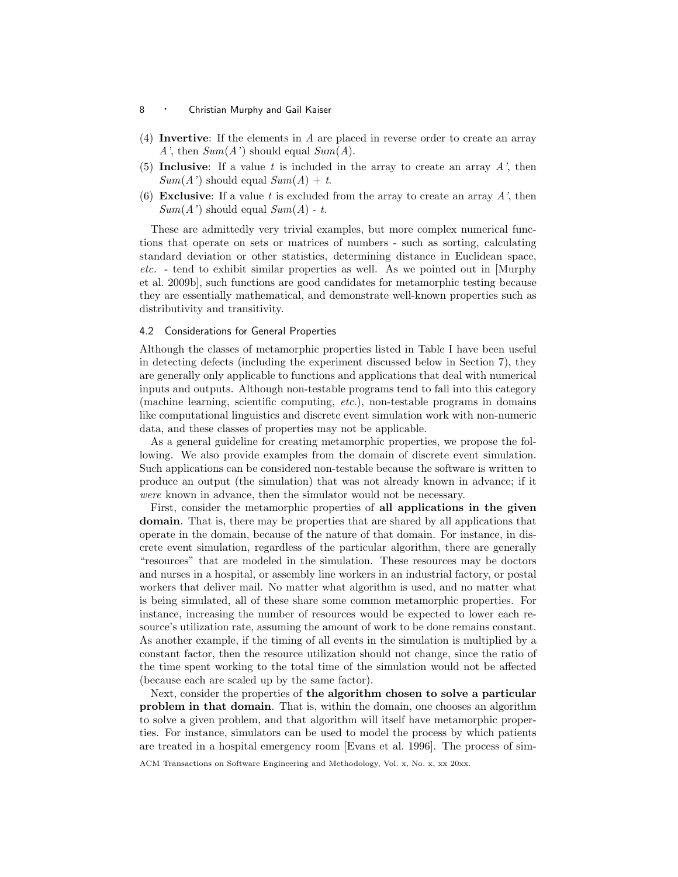(4) **Invertive**: If the elements in $A$ are placed in reverse order to create an array $A'$, then $Sum(A')$ should equal $Sum(A)$.

(5) **Inclusive**: If a value $t$ is included in the array to create an array $A'$, then $Sum(A')$ should equal $Sum(A) + t$.

(6) **Exclusive**: If a value $t$ is excluded from the array to create an array $A'$, then $Sum(A')$ should equal $Sum(A) - t$.

These are admittedly very trivial examples, but more complex numerical functions that operate on sets or matrices of numbers - such as sorting, calculating standard deviation or other statistics, determining distance in Euclidean space, *etc.* - tend to exhibit similar properties as well. As we pointed out in [Murphy et al. 2009b], such functions are good candidates for metamorphic testing because they are essentially mathematical, and demonstrate well-known properties such as distributivity and transitivity.

### 4.2 Considerations for General Properties

Although the classes of metamorphic properties listed in Table I have been useful in detecting defects (including the experiment discussed below in Section 7), they are generally only applicable to functions and applications that deal with numerical inputs and outputs. Although non-testable programs tend to fall into this category (machine learning, scientific computing, *etc.*), non-testable programs in domains like computational linguistics and discrete event simulation work with non-numeric data, and these classes of properties may not be applicable.

As a general guideline for creating metamorphic properties, we propose the following. We also provide examples from the domain of discrete event simulation. Such applications can be considered non-testable because the software is written to produce an output (the simulation) that was not already known in advance; if it *were* known in advance, then the simulator would not be necessary.

First, consider the metamorphic properties of **all applications in the given domain**. That is, there may be properties that are shared by all applications that operate in the domain, because of the nature of that domain. For instance, in discrete event simulation, regardless of the particular algorithm, there are generally "resources" that are modeled in the simulation. These resources may be doctors and nurses in a hospital, or assembly line workers in an industrial factory, or postal workers that deliver mail. No matter what algorithm is used, and no matter what is being simulated, all of these share some common metamorphic properties. For instance, increasing the number of resources would be expected to lower each resource's utilization rate, assuming the amount of work to be done remains constant. As another example, if the timing of all events in the simulation is multiplied by a constant factor, then the resource utilization should not change, since the ratio of the time spent working to the total time of the simulation would not be affected (because each are scaled up by the same factor).

Next, consider the properties of **the algorithm chosen to solve a particular problem in that domain**. That is, within the domain, one chooses an algorithm to solve a given problem, and that algorithm will itself have metamorphic properties. For instance, simulators can be used to model the process by which patients are treated in a hospital emergency room [Evans et al. 1996]. The process of sim-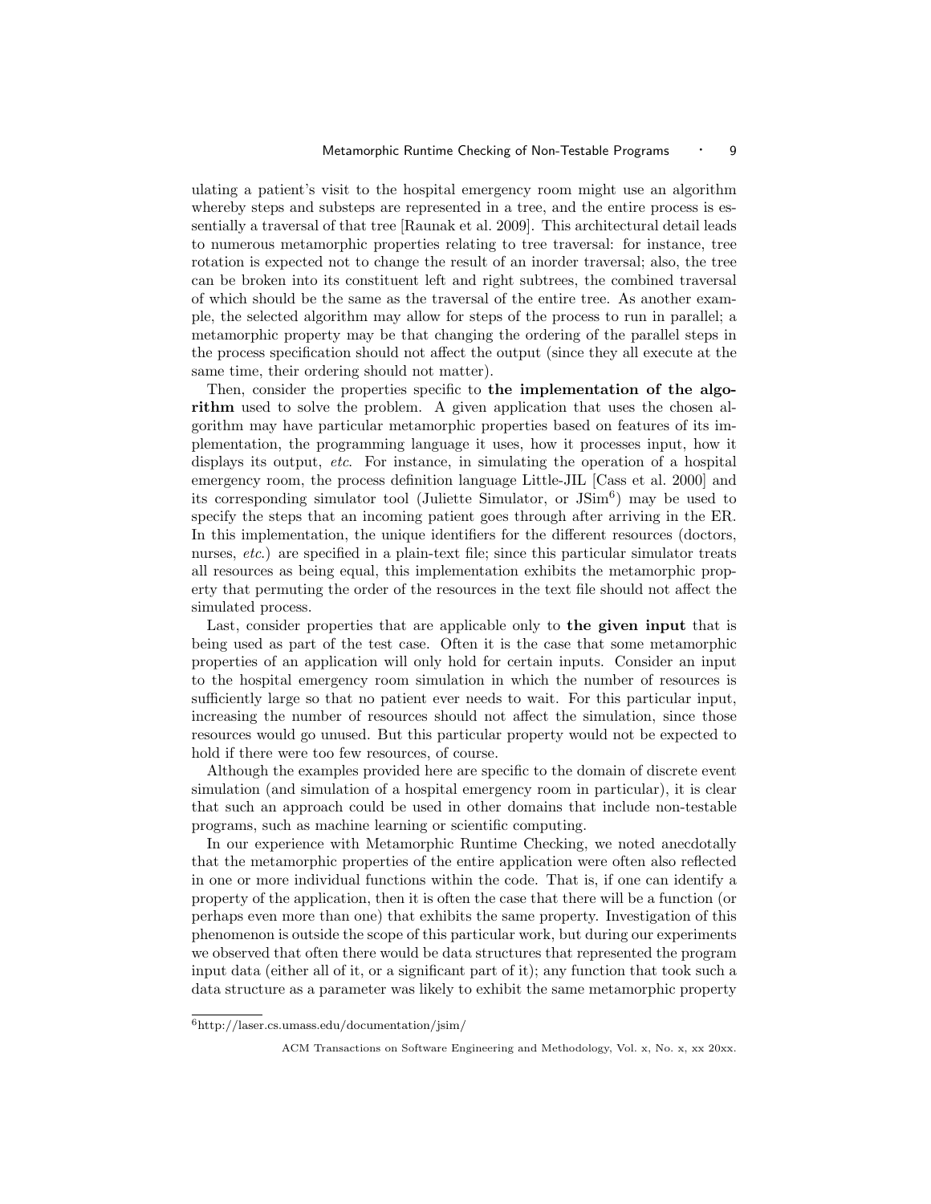ulating a patient's visit to the hospital emergency room might use an algorithm whereby steps and substeps are represented in a tree, and the entire process is essentially a traversal of that tree [Raunak et al. 2009]. This architectural detail leads to numerous metamorphic properties relating to tree traversal: for instance, tree rotation is expected not to change the result of an inorder traversal; also, the tree can be broken into its constituent left and right subtrees, the combined traversal of which should be the same as the traversal of the entire tree. As another example, the selected algorithm may allow for steps of the process to run in parallel; a metamorphic property may be that changing the ordering of the parallel steps in the process specification should not affect the output (since they all execute at the same time, their ordering should not matter).

Then, consider the properties specific to **the implementation of the algorithm** used to solve the problem. A given application that uses the chosen algorithm may have particular metamorphic properties based on features of its implementation, the programming language it uses, how it processes input, how it displays its output, *etc*. For instance, in simulating the operation of a hospital emergency room, the process definition language Little-JIL [Cass et al. 2000] and its corresponding simulator tool (Juliette Simulator, or JSim[6]) may be used to specify the steps that an incoming patient goes through after arriving in the ER. In this implementation, the unique identifiers for the different resources (doctors, nurses, *etc*.) are specified in a plain-text file; since this particular simulator treats all resources as being equal, this implementation exhibits the metamorphic property that permuting the order of the resources in the text file should not affect the simulated process.

Last, consider properties that are applicable only to **the given input** that is being used as part of the test case. Often it is the case that some metamorphic properties of an application will only hold for certain inputs. Consider an input to the hospital emergency room simulation in which the number of resources is sufficiently large so that no patient ever needs to wait. For this particular input, increasing the number of resources should not affect the simulation, since those resources would go unused. But this particular property would not be expected to hold if there were too few resources, of course.

Although the examples provided here are specific to the domain of discrete event simulation (and simulation of a hospital emergency room in particular), it is clear that such an approach could be used in other domains that include non-testable programs, such as machine learning or scientific computing.

In our experience with Metamorphic Runtime Checking, we noted anecdotally that the metamorphic properties of the entire application were often also reflected in one or more individual functions within the code. That is, if one can identify a property of the application, then it is often the case that there will be a function (or perhaps even more than one) that exhibits the same property. Investigation of this phenomenon is outside the scope of this particular work, but during our experiments we observed that often there would be data structures that represented the program input data (either all of it, or a significant part of it); any function that took such a data structure as a parameter was likely to exhibit the same metamorphic property

[6]http://laser.cs.umass.edu/documentation/jsim/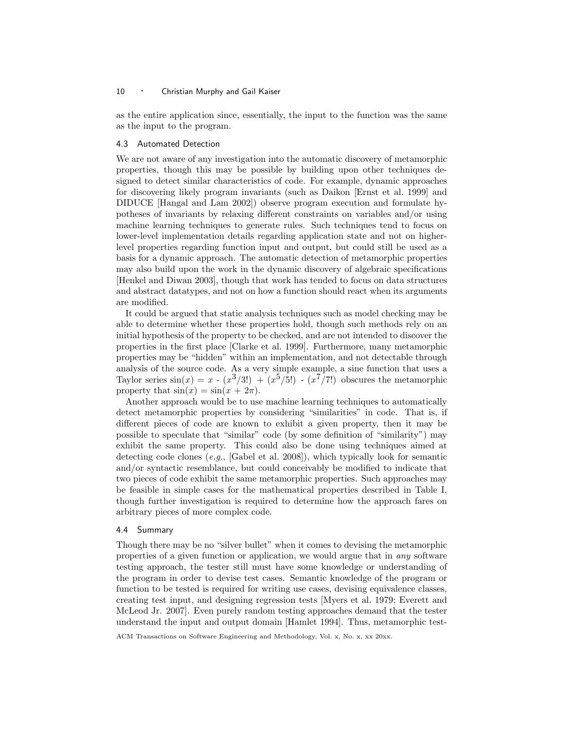as the entire application since, essentially, the input to the function was the same as the input to the program.

### 4.3 Automated Detection

We are not aware of any investigation into the automatic discovery of metamorphic properties, though this may be possible by building upon other techniques designed to detect similar characteristics of code. For example, dynamic approaches for discovering likely program invariants (such as Daikon [Ernst et al. 1999] and DIDUCE [Hangal and Lam 2002]) observe program execution and formulate hypotheses of invariants by relaxing different constraints on variables and/or using machine learning techniques to generate rules. Such techniques tend to focus on lower-level implementation details regarding application state and not on higher-level properties regarding function input and output, but could still be used as a basis for a dynamic approach. The automatic detection of metamorphic properties may also build upon the work in the dynamic discovery of algebraic specifications [Henkel and Diwan 2003], though that work has tended to focus on data structures and abstract datatypes, and not on how a function should react when its arguments are modified.

It could be argued that static analysis techniques such as model checking may be able to determine whether these properties hold, though such methods rely on an initial hypothesis of the property to be checked, and are not intended to discover the properties in the first place [Clarke et al. 1999]. Furthermore, many metamorphic properties may be "hidden" within an implementation, and not detectable through analysis of the source code. As a very simple example, a sine function that uses a Taylor series $\sin(x) = x - (x^3/3!) + (x^5/5!) - (x^7/7!)$ obscures the metamorphic property that $\sin(x) = \sin(x + 2\pi)$.

Another approach would be to use machine learning techniques to automatically detect metamorphic properties by considering "similarities" in code. That is, if different pieces of code are known to exhibit a given property, then it may be possible to speculate that "similar" code (by some definition of "similarity") may exhibit the same property. This could also be done using techniques aimed at detecting code clones (*e.g.*, [Gabel et al. 2008]), which typically look for semantic and/or syntactic resemblance, but could conceivably be modified to indicate that two pieces of code exhibit the same metamorphic properties. Such approaches may be feasible in simple cases for the mathematical properties described in Table I, though further investigation is required to determine how the approach fares on arbitrary pieces of more complex code.

### 4.4 Summary

Though there may be no "silver bullet" when it comes to devising the metamorphic properties of a given function or application, we would argue that in *any* software testing approach, the tester still must have some knowledge or understanding of the program in order to devise test cases. Semantic knowledge of the program or function to be tested is required for writing use cases, devising equivalence classes, creating test input, and designing regression tests [Myers et al. 1979; Everett and McLeod Jr. 2007]. Even purely random testing approaches demand that the tester understand the input and output domain [Hamlet 1994]. Thus, metamorphic test-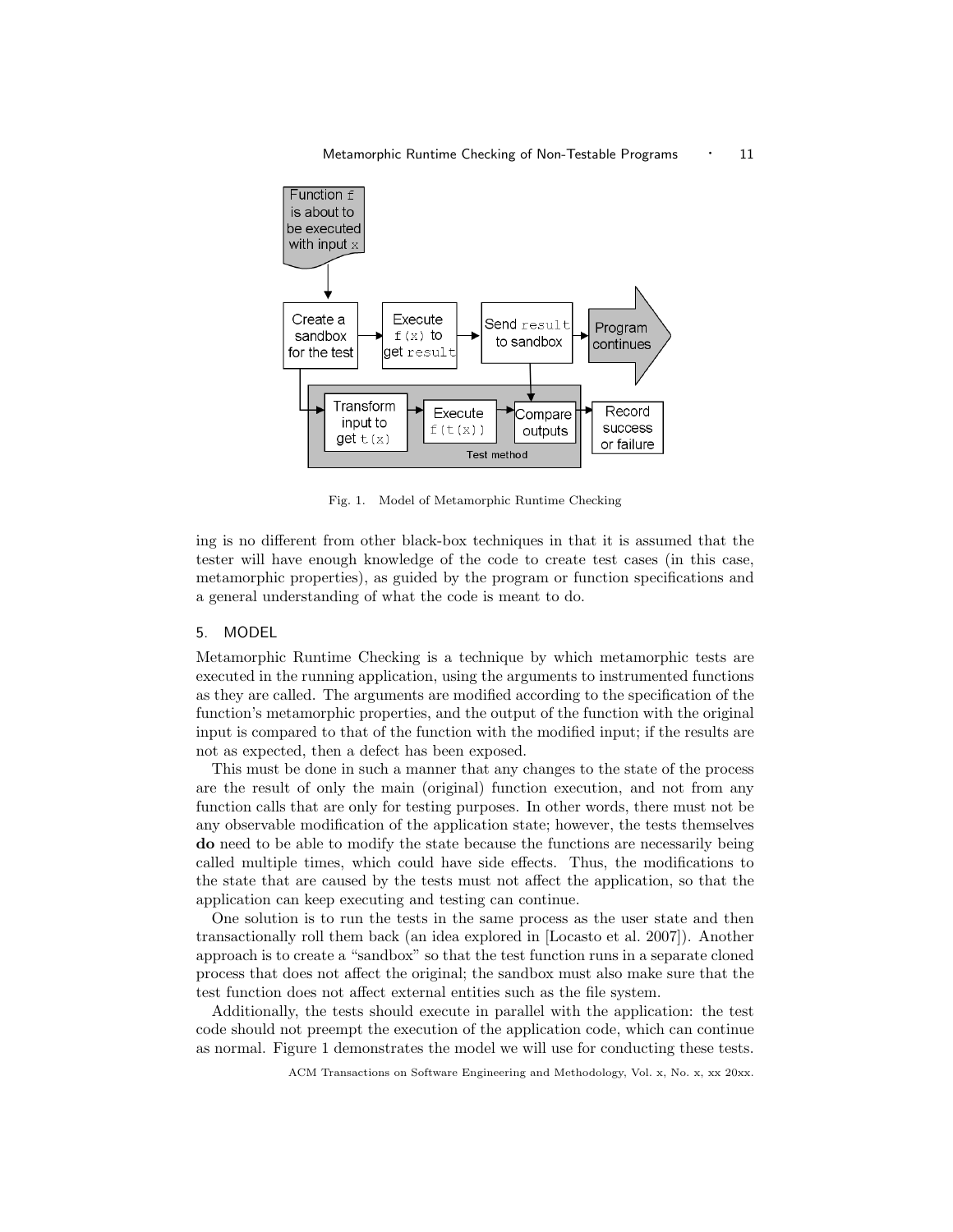Fig. 1. Model of Metamorphic Runtime Checking

ing is no different from other black-box techniques in that it is assumed that the tester will have enough knowledge of the code to create test cases (in this case, metamorphic properties), as guided by the program or function specifications and a general understanding of what the code is meant to do.

## 5. MODEL

Metamorphic Runtime Checking is a technique by which metamorphic tests are executed in the running application, using the arguments to instrumented functions as they are called. The arguments are modified according to the specification of the function's metamorphic properties, and the output of the function with the original input is compared to that of the function with the modified input; if the results are not as expected, then a defect has been exposed.

This must be done in such a manner that any changes to the state of the process are the result of only the main (original) function execution, and not from any function calls that are only for testing purposes. In other words, there must not be any observable modification of the application state; however, the tests themselves **do** need to be able to modify the state because the functions are necessarily being called multiple times, which could have side effects. Thus, the modifications to the state that are caused by the tests must not affect the application, so that the application can keep executing and testing can continue.

One solution is to run the tests in the same process as the user state and then transactionally roll them back (an idea explored in [Locasto et al. 2007]). Another approach is to create a "sandbox" so that the test function runs in a separate cloned process that does not affect the original; the sandbox must also make sure that the test function does not affect external entities such as the file system.

Additionally, the tests should execute in parallel with the application: the test code should not preempt the execution of the application code, which can continue as normal. Figure 1 demonstrates the model we will use for conducting these tests.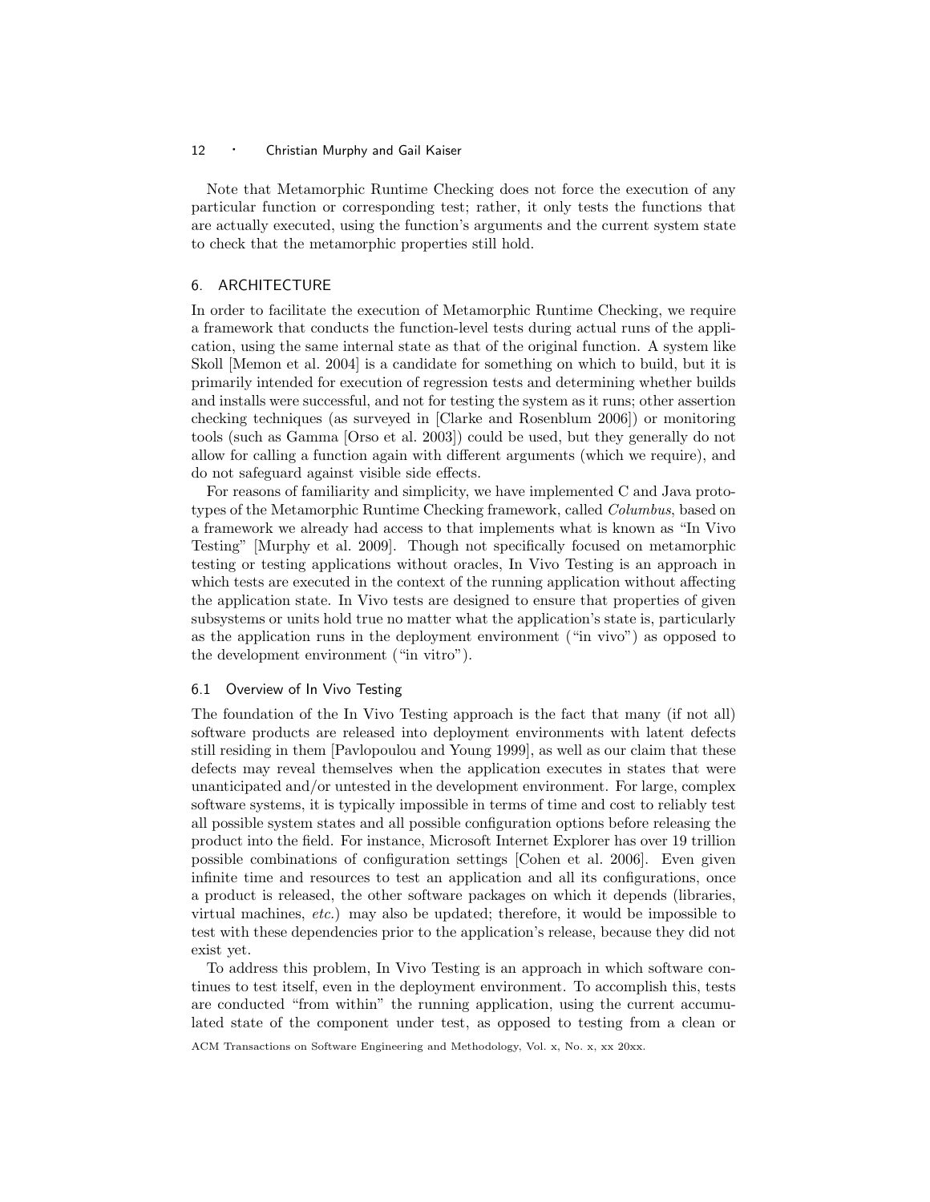Note that Metamorphic Runtime Checking does not force the execution of any particular function or corresponding test; rather, it only tests the functions that are actually executed, using the function's arguments and the current system state to check that the metamorphic properties still hold.

## 6. ARCHITECTURE

In order to facilitate the execution of Metamorphic Runtime Checking, we require a framework that conducts the function-level tests during actual runs of the application, using the same internal state as that of the original function. A system like Skoll [Memon et al. 2004] is a candidate for something on which to build, but it is primarily intended for execution of regression tests and determining whether builds and installs were successful, and not for testing the system as it runs; other assertion checking techniques (as surveyed in [Clarke and Rosenblum 2006]) or monitoring tools (such as Gamma [Orso et al. 2003]) could be used, but they generally do not allow for calling a function again with different arguments (which we require), and do not safeguard against visible side effects.

For reasons of familiarity and simplicity, we have implemented C and Java prototypes of the Metamorphic Runtime Checking framework, called *Columbus*, based on a framework we already had access to that implements what is known as "In Vivo Testing" [Murphy et al. 2009]. Though not specifically focused on metamorphic testing or testing applications without oracles, In Vivo Testing is an approach in which tests are executed in the context of the running application without affecting the application state. In Vivo tests are designed to ensure that properties of given subsystems or units hold true no matter what the application's state is, particularly as the application runs in the deployment environment ("in vivo") as opposed to the development environment ("in vitro").

### 6.1 Overview of In Vivo Testing

The foundation of the In Vivo Testing approach is the fact that many (if not all) software products are released into deployment environments with latent defects still residing in them [Pavlopoulou and Young 1999], as well as our claim that these defects may reveal themselves when the application executes in states that were unanticipated and/or untested in the development environment. For large, complex software systems, it is typically impossible in terms of time and cost to reliably test all possible system states and all possible configuration options before releasing the product into the field. For instance, Microsoft Internet Explorer has over 19 trillion possible combinations of configuration settings [Cohen et al. 2006]. Even given infinite time and resources to test an application and all its configurations, once a product is released, the other software packages on which it depends (libraries, virtual machines, *etc.*) may also be updated; therefore, it would be impossible to test with these dependencies prior to the application's release, because they did not exist yet.

To address this problem, In Vivo Testing is an approach in which software continues to test itself, even in the deployment environment. To accomplish this, tests are conducted "from within" the running application, using the current accumulated state of the component under test, as opposed to testing from a clean or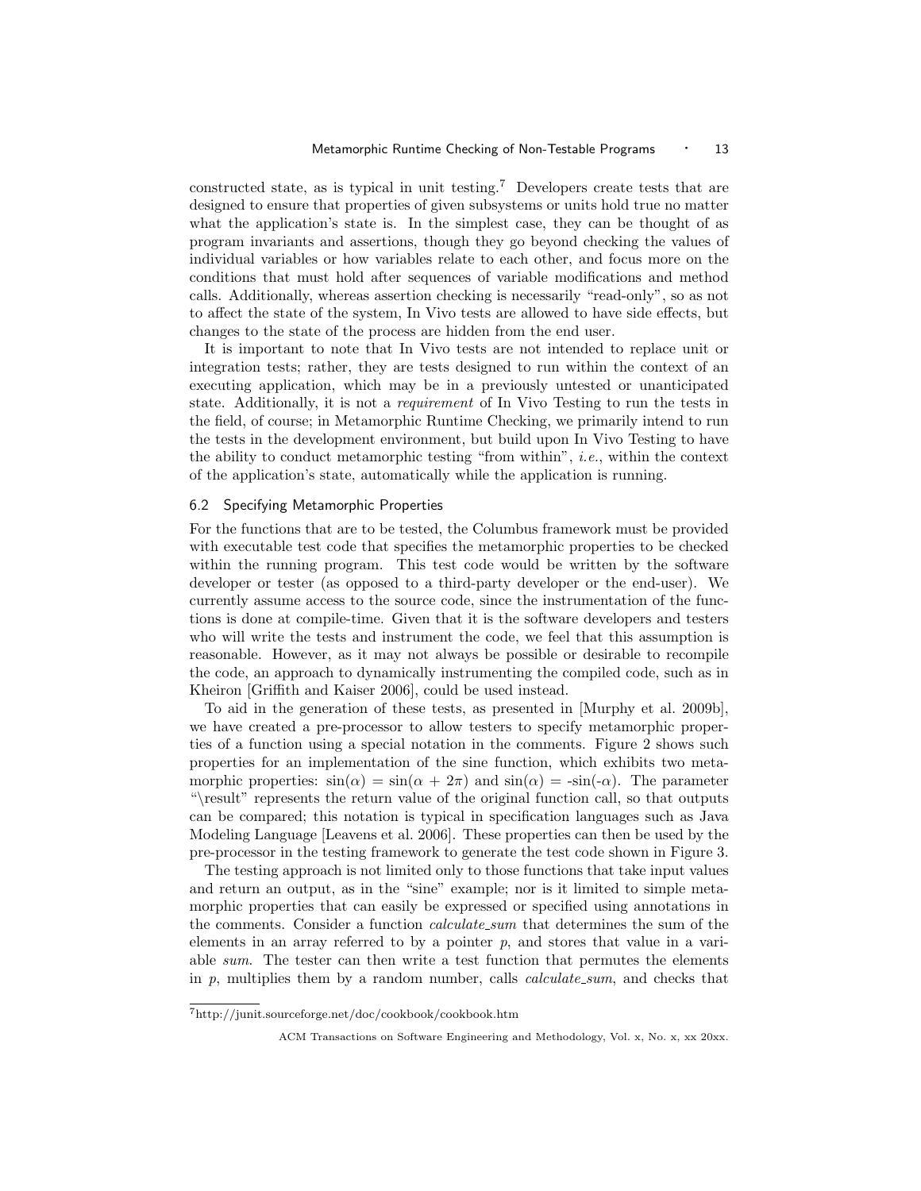constructed state, as is typical in unit testing.[7] Developers create tests that are designed to ensure that properties of given subsystems or units hold true no matter what the application's state is. In the simplest case, they can be thought of as program invariants and assertions, though they go beyond checking the values of individual variables or how variables relate to each other, and focus more on the conditions that must hold after sequences of variable modifications and method calls. Additionally, whereas assertion checking is necessarily "read-only", so as not to affect the state of the system, In Vivo tests are allowed to have side effects, but changes to the state of the process are hidden from the end user.

It is important to note that In Vivo tests are not intended to replace unit or integration tests; rather, they are tests designed to run within the context of an executing application, which may be in a previously untested or unanticipated state. Additionally, it is not a *requirement* of In Vivo Testing to run the tests in the field, of course; in Metamorphic Runtime Checking, we primarily intend to run the tests in the development environment, but build upon In Vivo Testing to have the ability to conduct metamorphic testing "from within", *i.e.*, within the context of the application's state, automatically while the application is running.

### 6.2 Specifying Metamorphic Properties

For the functions that are to be tested, the Columbus framework must be provided with executable test code that specifies the metamorphic properties to be checked within the running program. This test code would be written by the software developer or tester (as opposed to a third-party developer or the end-user). We currently assume access to the source code, since the instrumentation of the functions is done at compile-time. Given that it is the software developers and testers who will write the tests and instrument the code, we feel that this assumption is reasonable. However, as it may not always be possible or desirable to recompile the code, an approach to dynamically instrumenting the compiled code, such as in Kheiron [Griffith and Kaiser 2006], could be used instead.

To aid in the generation of these tests, as presented in [Murphy et al. 2009b], we have created a pre-processor to allow testers to specify metamorphic properties of a function using a special notation in the comments. Figure 2 shows such properties for an implementation of the sine function, which exhibits two metamorphic properties: $\sin(\alpha) = \sin(\alpha + 2\pi)$ and $\sin(\alpha) = -\sin(-\alpha)$. The parameter "\result" represents the return value of the original function call, so that outputs can be compared; this notation is typical in specification languages such as Java Modeling Language [Leavens et al. 2006]. These properties can then be used by the pre-processor in the testing framework to generate the test code shown in Figure 3.

The testing approach is not limited only to those functions that take input values and return an output, as in the "sine" example; nor is it limited to simple metamorphic properties that can easily be expressed or specified using annotations in the comments. Consider a function *calculate_sum* that determines the sum of the elements in an array referred to by a pointer *p*, and stores that value in a variable *sum*. The tester can then write a test function that permutes the elements in *p*, multiplies them by a random number, calls *calculate_sum*, and checks that

[7] http://junit.sourceforge.net/doc/cookbook/cookbook.htm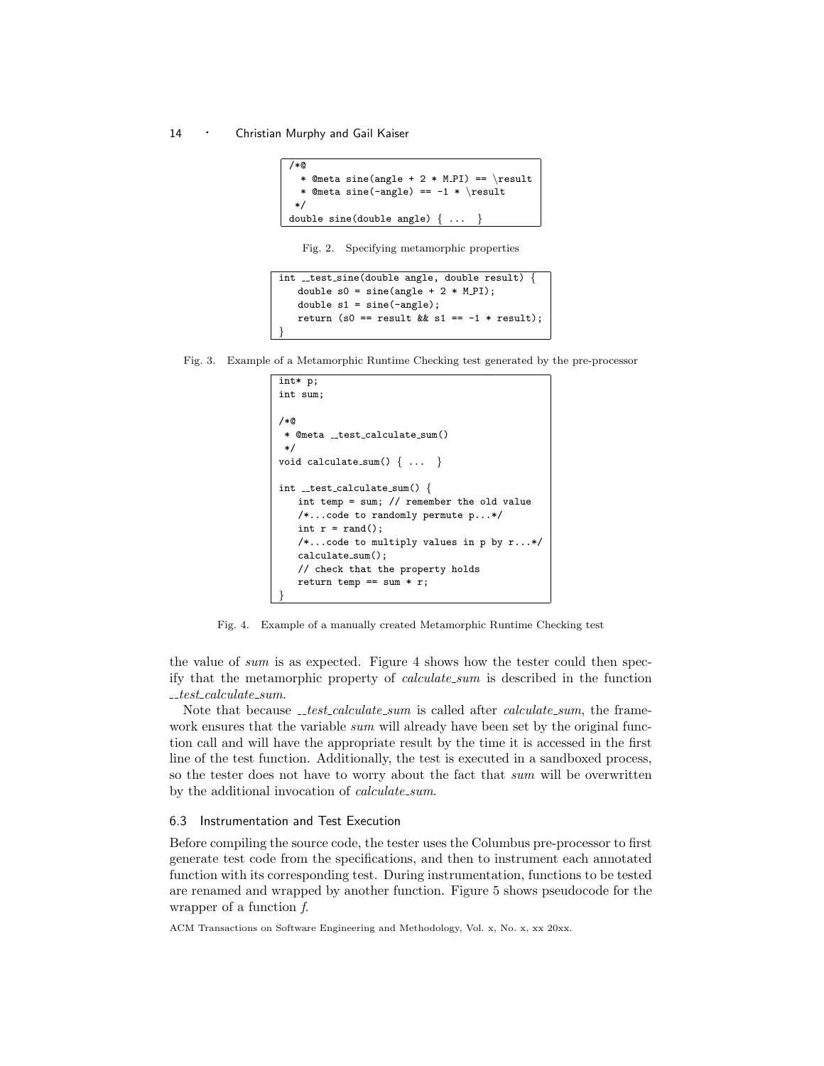```
/*@
 * @meta sine(angle + 2 * M_PI) == \result
 * @meta sine(-angle) == -1 * \result
 */
double sine(double angle) { ... }
```

Fig. 2. Specifying metamorphic properties

```
int __test_sine(double angle, double result) {
    double s0 = sine(angle + 2 * M_PI);
    double s1 = sine(-angle);
    return (s0 == result && s1 == -1 * result);
}
```

Fig. 3. Example of a Metamorphic Runtime Checking test generated by the pre-processor

```
int* p;
int sum;

/*@
 * @meta __test_calculate_sum()
 */
void calculate_sum() { ... }

int __test_calculate_sum() {
    int temp = sum; // remember the old value
    /*...code to randomly permute p...*/
    int r = rand();
    /*...code to multiply values in p by r...*/
    calculate_sum();
    // check that the property holds
    return temp == sum * r;
}
```

Fig. 4. Example of a manually created Metamorphic Runtime Checking test

the value of *sum* is as expected. Figure 4 shows how the tester could then specify that the metamorphic property of *calculate_sum* is described in the function *__test_calculate_sum*.

Note that because *__test_calculate_sum* is called after *calculate_sum*, the framework ensures that the variable *sum* will already have been set by the original function call and will have the appropriate result by the time it is accessed in the first line of the test function. Additionally, the test is executed in a sandboxed process, so the tester does not have to worry about the fact that *sum* will be overwritten by the additional invocation of *calculate_sum*.

### 6.3 Instrumentation and Test Execution

Before compiling the source code, the tester uses the Columbus pre-processor to first generate test code from the specifications, and then to instrument each annotated function with its corresponding test. During instrumentation, functions to be tested are renamed and wrapped by another function. Figure 5 shows pseudocode for the wrapper of a function *f*.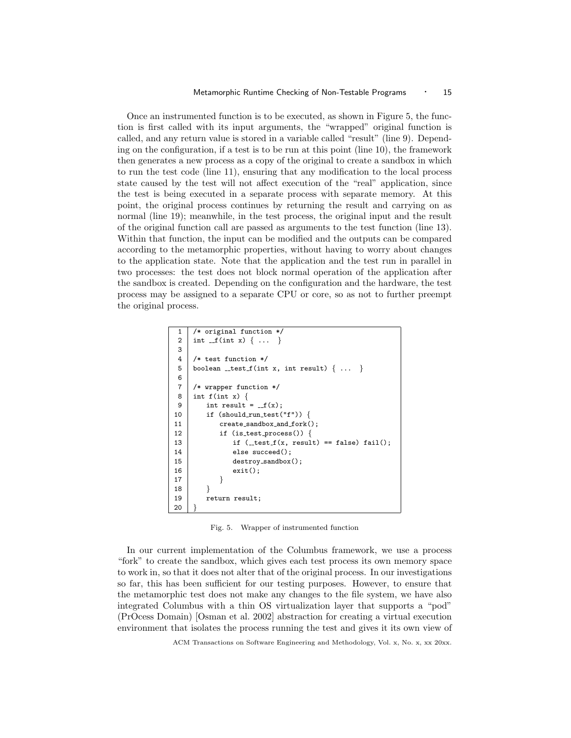Once an instrumented function is to be executed, as shown in Figure 5, the function is first called with its input arguments, the "wrapped" original function is called, and any return value is stored in a variable called "result" (line 9). Depending on the configuration, if a test is to be run at this point (line 10), the framework then generates a new process as a copy of the original to create a sandbox in which to run the test code (line 11), ensuring that any modification to the local process state caused by the test will not affect execution of the "real" application, since the test is being executed in a separate process with separate memory. At this point, the original process continues by returning the result and carrying on as normal (line 19); meanwhile, in the test process, the original input and the result of the original function call are passed as arguments to the test function (line 13). Within that function, the input can be modified and the outputs can be compared according to the metamorphic properties, without having to worry about changes to the application state. Note that the application and the test run in parallel in two processes: the test does not block normal operation of the application after the sandbox is created. Depending on the configuration and the hardware, the test process may be assigned to a separate CPU or core, so as not to further preempt the original process.

```
1   /* original function */
2   int __f(int x) { ... }
3
4   /* test function */
5   boolean __test_f(int x, int result) { ... }
6
7   /* wrapper function */
8   int f(int x) {
9       int result = __f(x);
10      if (should_run_test("f")) {
11          create_sandbox_and_fork();
12          if (is_test_process()) {
13              if (__test_f(x, result) == false) fail();
14              else succeed();
15              destroy_sandbox();
16              exit();
17          }
18      }
19      return result;
20  }
```

Fig. 5. Wrapper of instrumented function

In our current implementation of the Columbus framework, we use a process "fork" to create the sandbox, which gives each test process its own memory space to work in, so that it does not alter that of the original process. In our investigations so far, this has been sufficient for our testing purposes. However, to ensure that the metamorphic test does not make any changes to the file system, we have also integrated Columbus with a thin OS virtualization layer that supports a "pod" (PrOcess Domain) [Osman et al. 2002] abstraction for creating a virtual execution environment that isolates the process running the test and gives it its own view of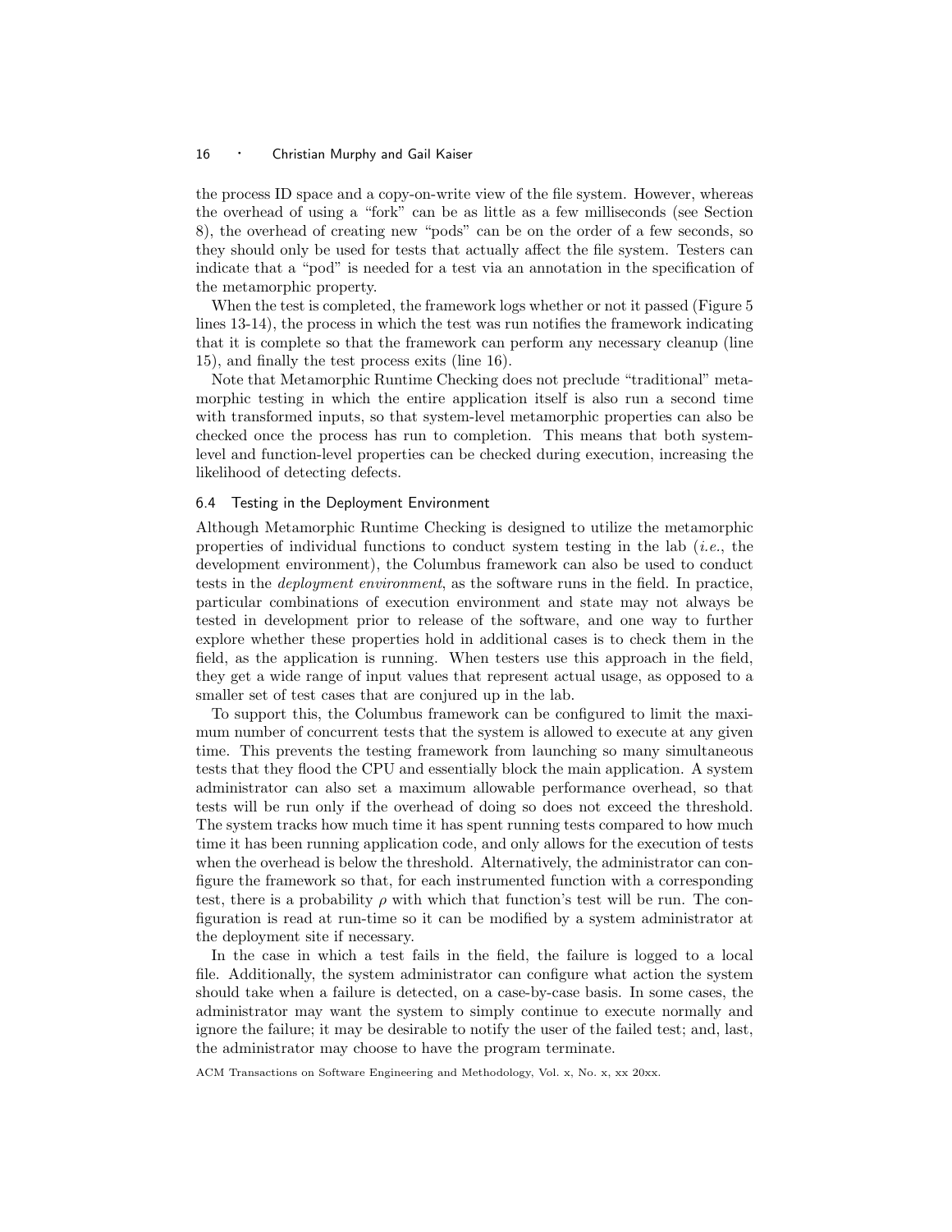the process ID space and a copy-on-write view of the file system. However, whereas the overhead of using a "fork" can be as little as a few milliseconds (see Section 8), the overhead of creating new "pods" can be on the order of a few seconds, so they should only be used for tests that actually affect the file system. Testers can indicate that a "pod" is needed for a test via an annotation in the specification of the metamorphic property.

When the test is completed, the framework logs whether or not it passed (Figure 5 lines 13-14), the process in which the test was run notifies the framework indicating that it is complete so that the framework can perform any necessary cleanup (line 15), and finally the test process exits (line 16).

Note that Metamorphic Runtime Checking does not preclude "traditional" metamorphic testing in which the entire application itself is also run a second time with transformed inputs, so that system-level metamorphic properties can also be checked once the process has run to completion. This means that both system-level and function-level properties can be checked during execution, increasing the likelihood of detecting defects.

### 6.4 Testing in the Deployment Environment

Although Metamorphic Runtime Checking is designed to utilize the metamorphic properties of individual functions to conduct system testing in the lab (*i.e.*, the development environment), the Columbus framework can also be used to conduct tests in the *deployment environment*, as the software runs in the field. In practice, particular combinations of execution environment and state may not always be tested in development prior to release of the software, and one way to further explore whether these properties hold in additional cases is to check them in the field, as the application is running. When testers use this approach in the field, they get a wide range of input values that represent actual usage, as opposed to a smaller set of test cases that are conjured up in the lab.

To support this, the Columbus framework can be configured to limit the maximum number of concurrent tests that the system is allowed to execute at any given time. This prevents the testing framework from launching so many simultaneous tests that they flood the CPU and essentially block the main application. A system administrator can also set a maximum allowable performance overhead, so that tests will be run only if the overhead of doing so does not exceed the threshold. The system tracks how much time it has spent running tests compared to how much time it has been running application code, and only allows for the execution of tests when the overhead is below the threshold. Alternatively, the administrator can configure the framework so that, for each instrumented function with a corresponding test, there is a probability $\rho$ with which that function's test will be run. The configuration is read at run-time so it can be modified by a system administrator at the deployment site if necessary.

In the case in which a test fails in the field, the failure is logged to a local file. Additionally, the system administrator can configure what action the system should take when a failure is detected, on a case-by-case basis. In some cases, the administrator may want the system to simply continue to execute normally and ignore the failure; it may be desirable to notify the user of the failed test; and, last, the administrator may choose to have the program terminate.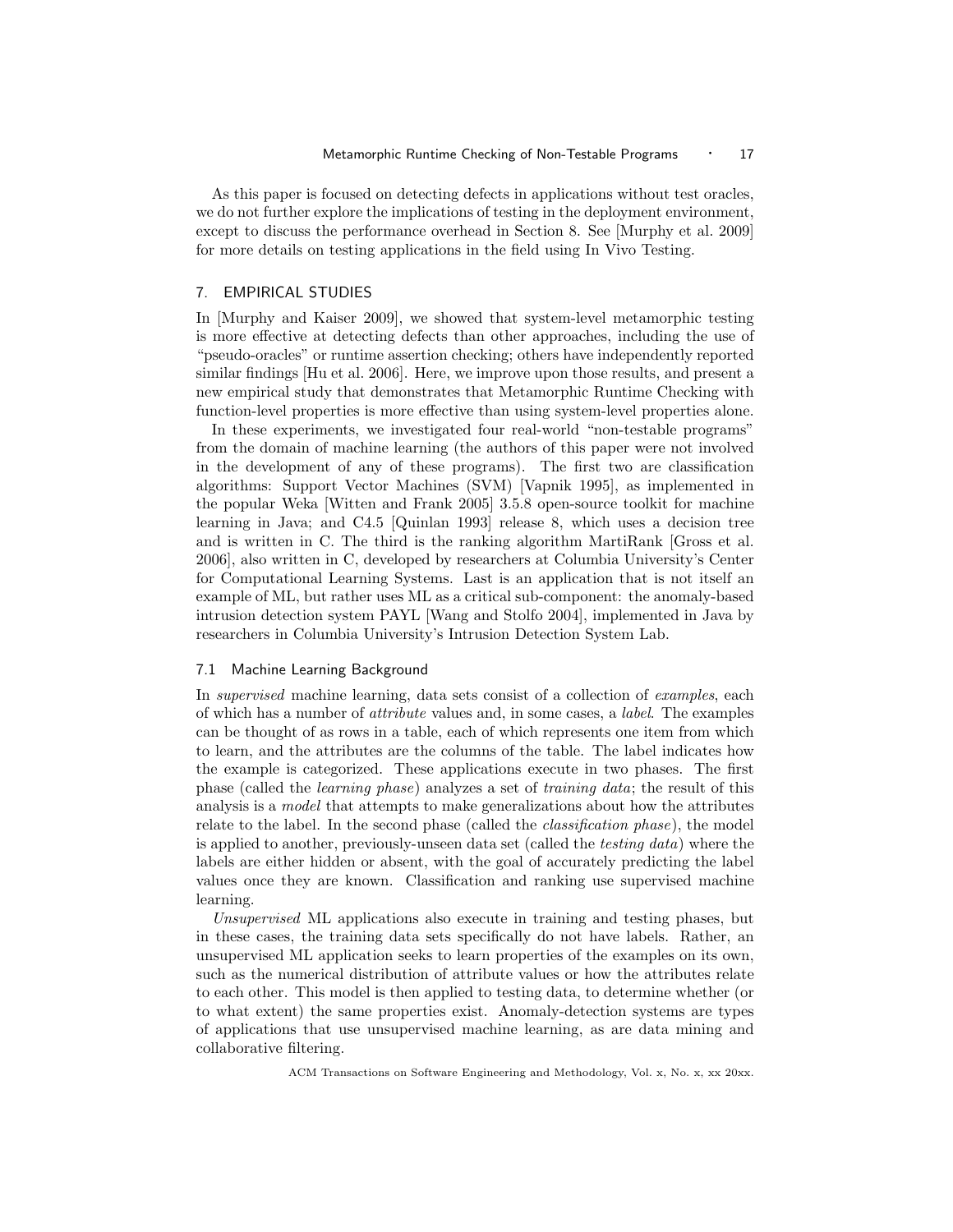As this paper is focused on detecting defects in applications without test oracles, we do not further explore the implications of testing in the deployment environment, except to discuss the performance overhead in Section 8. See [Murphy et al. 2009] for more details on testing applications in the field using In Vivo Testing.

## 7. EMPIRICAL STUDIES

In [Murphy and Kaiser 2009], we showed that system-level metamorphic testing is more effective at detecting defects than other approaches, including the use of "pseudo-oracles" or runtime assertion checking; others have independently reported similar findings [Hu et al. 2006]. Here, we improve upon those results, and present a new empirical study that demonstrates that Metamorphic Runtime Checking with function-level properties is more effective than using system-level properties alone.

In these experiments, we investigated four real-world "non-testable programs" from the domain of machine learning (the authors of this paper were not involved in the development of any of these programs). The first two are classification algorithms: Support Vector Machines (SVM) [Vapnik 1995], as implemented in the popular Weka [Witten and Frank 2005] 3.5.8 open-source toolkit for machine learning in Java; and C4.5 [Quinlan 1993] release 8, which uses a decision tree and is written in C. The third is the ranking algorithm MartiRank [Gross et al. 2006], also written in C, developed by researchers at Columbia University's Center for Computational Learning Systems. Last is an application that is not itself an example of ML, but rather uses ML as a critical sub-component: the anomaly-based intrusion detection system PAYL [Wang and Stolfo 2004], implemented in Java by researchers in Columbia University's Intrusion Detection System Lab.

### 7.1 Machine Learning Background

In *supervised* machine learning, data sets consist of a collection of *examples*, each of which has a number of *attribute* values and, in some cases, a *label*. The examples can be thought of as rows in a table, each of which represents one item from which to learn, and the attributes are the columns of the table. The label indicates how the example is categorized. These applications execute in two phases. The first phase (called the *learning phase*) analyzes a set of *training data*; the result of this analysis is a *model* that attempts to make generalizations about how the attributes relate to the label. In the second phase (called the *classification phase*), the model is applied to another, previously-unseen data set (called the *testing data*) where the labels are either hidden or absent, with the goal of accurately predicting the label values once they are known. Classification and ranking use supervised machine learning.

*Unsupervised* ML applications also execute in training and testing phases, but in these cases, the training data sets specifically do not have labels. Rather, an unsupervised ML application seeks to learn properties of the examples on its own, such as the numerical distribution of attribute values or how the attributes relate to each other. This model is then applied to testing data, to determine whether (or to what extent) the same properties exist. Anomaly-detection systems are types of applications that use unsupervised machine learning, as are data mining and collaborative filtering.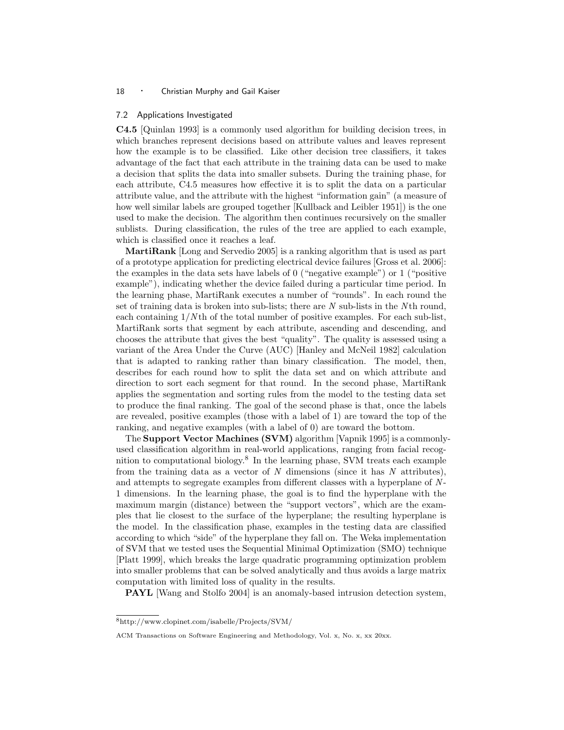### 7.2 Applications Investigated

**C4.5** [Quinlan 1993] is a commonly used algorithm for building decision trees, in which branches represent decisions based on attribute values and leaves represent how the example is to be classified. Like other decision tree classifiers, it takes advantage of the fact that each attribute in the training data can be used to make a decision that splits the data into smaller subsets. During the training phase, for each attribute, C4.5 measures how effective it is to split the data on a particular attribute value, and the attribute with the highest "information gain" (a measure of how well similar labels are grouped together [Kullback and Leibler 1951]) is the one used to make the decision. The algorithm then continues recursively on the smaller sublists. During classification, the rules of the tree are applied to each example, which is classified once it reaches a leaf.

**MartiRank** [Long and Servedio 2005] is a ranking algorithm that is used as part of a prototype application for predicting electrical device failures [Gross et al. 2006]: the examples in the data sets have labels of 0 ("negative example") or 1 ("positive example"), indicating whether the device failed during a particular time period. In the learning phase, MartiRank executes a number of "rounds". In each round the set of training data is broken into sub-lists; there are $N$ sub-lists in the $N$th round, each containing $1/N$th of the total number of positive examples. For each sub-list, MartiRank sorts that segment by each attribute, ascending and descending, and chooses the attribute that gives the best "quality". The quality is assessed using a variant of the Area Under the Curve (AUC) [Hanley and McNeil 1982] calculation that is adapted to ranking rather than binary classification. The model, then, describes for each round how to split the data set and on which attribute and direction to sort each segment for that round. In the second phase, MartiRank applies the segmentation and sorting rules from the model to the testing data set to produce the final ranking. The goal of the second phase is that, once the labels are revealed, positive examples (those with a label of 1) are toward the top of the ranking, and negative examples (with a label of 0) are toward the bottom.

The **Support Vector Machines (SVM)** algorithm [Vapnik 1995] is a commonly-used classification algorithm in real-world applications, ranging from facial recognition to computational biology.[8] In the learning phase, SVM treats each example from the training data as a vector of $N$ dimensions (since it has $N$ attributes), and attempts to segregate examples from different classes with a hyperplane of $N$-1 dimensions. In the learning phase, the goal is to find the hyperplane with the maximum margin (distance) between the "support vectors", which are the examples that lie closest to the surface of the hyperplane; the resulting hyperplane is the model. In the classification phase, examples in the testing data are classified according to which "side" of the hyperplane they fall on. The Weka implementation of SVM that we tested uses the Sequential Minimal Optimization (SMO) technique [Platt 1999], which breaks the large quadratic programming optimization problem into smaller problems that can be solved analytically and thus avoids a large matrix computation with limited loss of quality in the results.

**PAYL** [Wang and Stolfo 2004] is an anomaly-based intrusion detection system,

[8] http://www.clopinet.com/isabelle/Projects/SVM/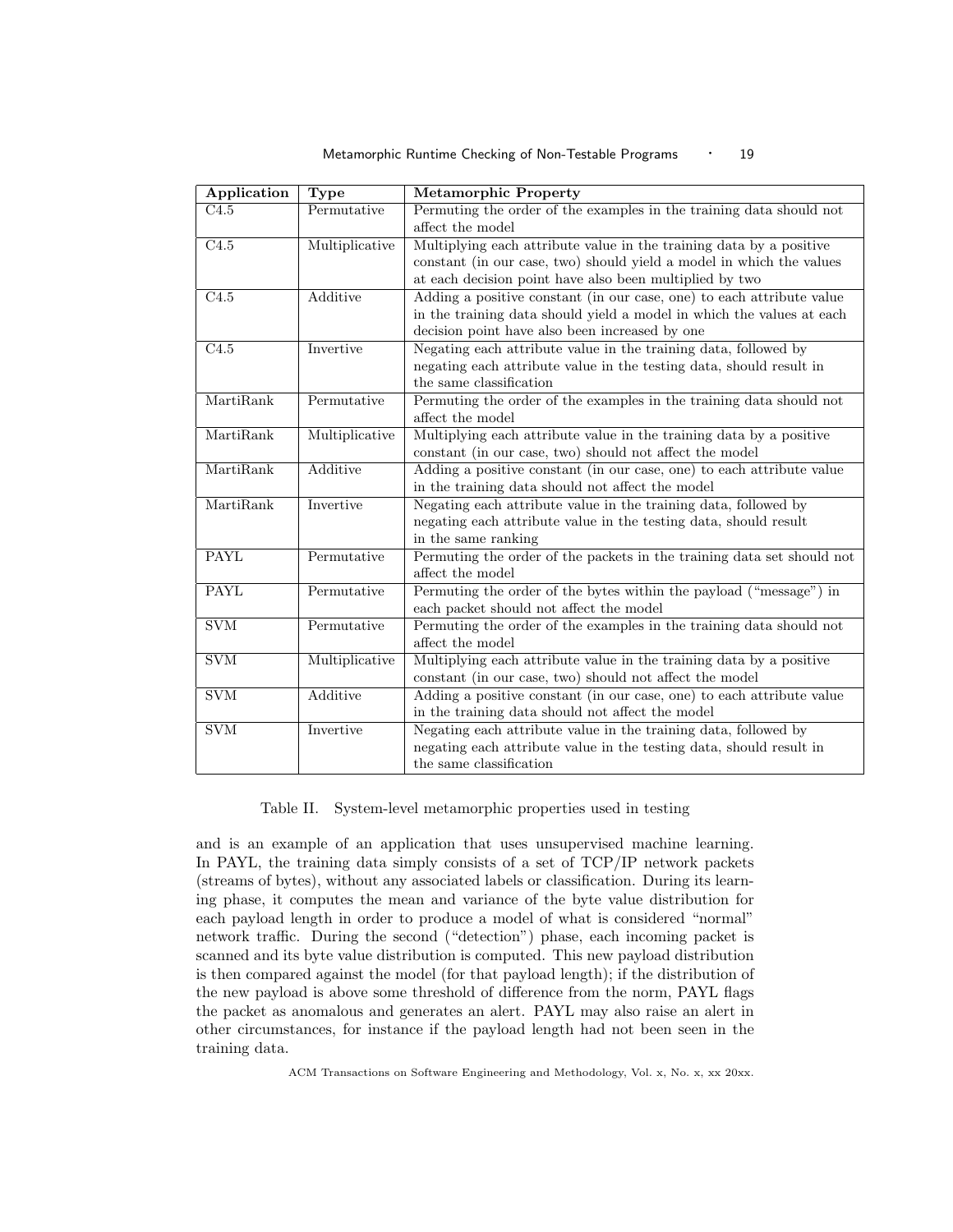| Application | Type | Metamorphic Property |
| --- | --- | --- |
| C4.5 | Permutative | Permuting the order of the examples in the training data should not affect the model |
| C4.5 | Multiplicative | Multiplying each attribute value in the training data by a positive constant (in our case, two) should yield a model in which the values at each decision point have also been multiplied by two |
| C4.5 | Additive | Adding a positive constant (in our case, one) to each attribute value in the training data should yield a model in which the values at each decision point have also been increased by one |
| C4.5 | Invertive | Negating each attribute value in the training data, followed by negating each attribute value in the testing data, should result in the same classification |
| MartiRank | Permutative | Permuting the order of the examples in the training data should not affect the model |
| MartiRank | Multiplicative | Multiplying each attribute value in the training data by a positive constant (in our case, two) should not affect the model |
| MartiRank | Additive | Adding a positive constant (in our case, one) to each attribute value in the training data should not affect the model |
| MartiRank | Invertive | Negating each attribute value in the training data, followed by negating each attribute value in the testing data, should result in the same ranking |
| PAYL | Permutative | Permuting the order of the packets in the training data set should not affect the model |
| PAYL | Permutative | Permuting the order of the bytes within the payload ("message") in each packet should not affect the model |
| SVM | Permutative | Permuting the order of the examples in the training data should not affect the model |
| SVM | Multiplicative | Multiplying each attribute value in the training data by a positive constant (in our case, two) should not affect the model |
| SVM | Additive | Adding a positive constant (in our case, one) to each attribute value in the training data should not affect the model |
| SVM | Invertive | Negating each attribute value in the training data, followed by negating each attribute value in the testing data, should result in the same classification |

Table II. System-level metamorphic properties used in testing

and is an example of an application that uses unsupervised machine learning. In PAYL, the training data simply consists of a set of TCP/IP network packets (streams of bytes), without any associated labels or classification. During its learning phase, it computes the mean and variance of the byte value distribution for each payload length in order to produce a model of what is considered "normal" network traffic. During the second ("detection") phase, each incoming packet is scanned and its byte value distribution is computed. This new payload distribution is then compared against the model (for that payload length); if the distribution of the new payload is above some threshold of difference from the norm, PAYL flags the packet as anomalous and generates an alert. PAYL may also raise an alert in other circumstances, for instance if the payload length had not been seen in the training data.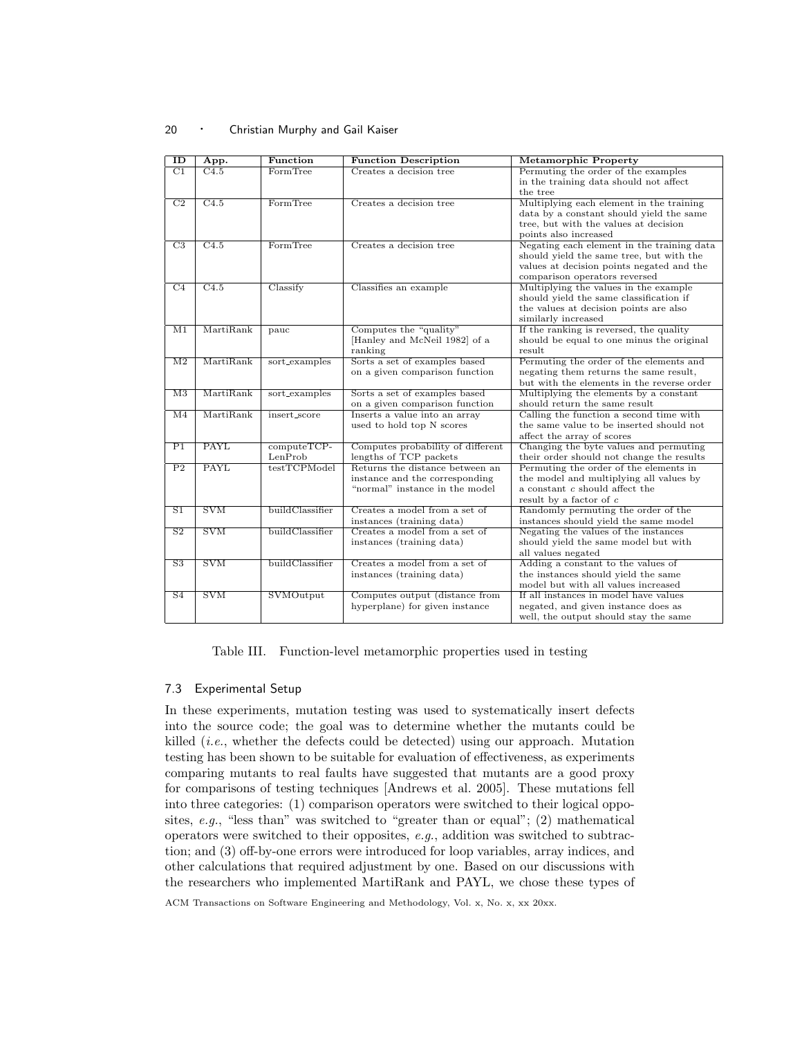| ID | App. | Function | Function Description | Metamorphic Property |
|---|---|---|---|---|
| C1 | C4.5 | FormTree | Creates a decision tree | Permuting the order of the examples in the training data should not affect the tree |
| C2 | C4.5 | FormTree | Creates a decision tree | Multiplying each element in the training data by a constant should yield the same tree, but with the values at decision points also increased |
| C3 | C4.5 | FormTree | Creates a decision tree | Negating each element in the training data should yield the same tree, but with the values at decision points negated and the comparison operators reversed |
| C4 | C4.5 | Classify | Classifies an example | Multiplying the values in the example should yield the same classification if the values at decision points are also similarly increased |
| M1 | MartiRank | pauc | Computes the "quality" [Hanley and McNeil 1982] of a ranking | If the ranking is reversed, the quality should be equal to one minus the original result |
| M2 | MartiRank | sort_examples | Sorts a set of examples based on a given comparison function | Permuting the order of the elements and negating them returns the same result, but with the elements in the reverse order |
| M3 | MartiRank | sort_examples | Sorts a set of examples based on a given comparison function | Multiplying the elements by a constant should return the same result |
| M4 | MartiRank | insert_score | Inserts a value into an array used to hold top N scores | Calling the function a second time with the same value to be inserted should not affect the array of scores |
| P1 | PAYL | computeTCP-LenProb | Computes probability of different lengths of TCP packets | Changing the byte values and permuting their order should not change the results |
| P2 | PAYL | testTCPModel | Returns the distance between an instance and the corresponding "normal" instance in the model | Permuting the order of the elements in the model and multiplying all values by a constant $c$ should affect the result by a factor of $c$ |
| S1 | SVM | buildClassifier | Creates a model from a set of instances (training data) | Randomly permuting the order of the instances should yield the same model |
| S2 | SVM | buildClassifier | Creates a model from a set of instances (training data) | Negating the values of the instances should yield the same model but with all values negated |
| S3 | SVM | buildClassifier | Creates a model from a set of instances (training data) | Adding a constant to the values of the instances should yield the same model but with all values increased |
| S4 | SVM | SVMOutput | Computes output (distance from hyperplane) for given instance | If all instances in model have values negated, and given instance does as well, the output should stay the same |

Table III. Function-level metamorphic properties used in testing

### 7.3 Experimental Setup

In these experiments, mutation testing was used to systematically insert defects into the source code; the goal was to determine whether the mutants could be killed (*i.e.*, whether the defects could be detected) using our approach. Mutation testing has been shown to be suitable for evaluation of effectiveness, as experiments comparing mutants to real faults have suggested that mutants are a good proxy for comparisons of testing techniques [Andrews et al. 2005]. These mutations fell into three categories: (1) comparison operators were switched to their logical opposites, *e.g.*, "less than" was switched to "greater than or equal"; (2) mathematical operators were switched to their opposites, *e.g.*, addition was switched to subtraction; and (3) off-by-one errors were introduced for loop variables, array indices, and other calculations that required adjustment by one. Based on our discussions with the researchers who implemented MartiRank and PAYL, we chose these types of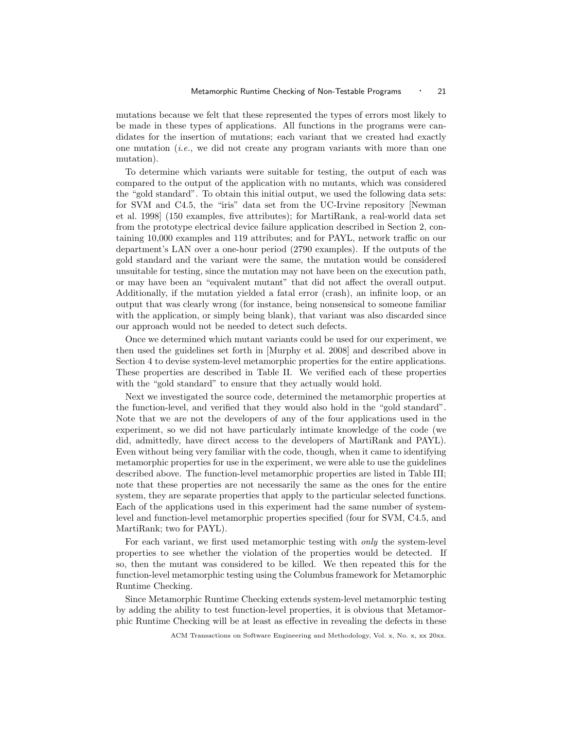mutations because we felt that these represented the types of errors most likely to be made in these types of applications. All functions in the programs were candidates for the insertion of mutations; each variant that we created had exactly one mutation (*i.e.*, we did not create any program variants with more than one mutation).

To determine which variants were suitable for testing, the output of each was compared to the output of the application with no mutants, which was considered the "gold standard". To obtain this initial output, we used the following data sets: for SVM and C4.5, the "iris" data set from the UC-Irvine repository [Newman et al. 1998] (150 examples, five attributes); for MartiRank, a real-world data set from the prototype electrical device failure application described in Section 2, containing 10,000 examples and 119 attributes; and for PAYL, network traffic on our department's LAN over a one-hour period (2790 examples). If the outputs of the gold standard and the variant were the same, the mutation would be considered unsuitable for testing, since the mutation may not have been on the execution path, or may have been an "equivalent mutant" that did not affect the overall output. Additionally, if the mutation yielded a fatal error (crash), an infinite loop, or an output that was clearly wrong (for instance, being nonsensical to someone familiar with the application, or simply being blank), that variant was also discarded since our approach would not be needed to detect such defects.

Once we determined which mutant variants could be used for our experiment, we then used the guidelines set forth in [Murphy et al. 2008] and described above in Section 4 to devise system-level metamorphic properties for the entire applications. These properties are described in Table II. We verified each of these properties with the "gold standard" to ensure that they actually would hold.

Next we investigated the source code, determined the metamorphic properties at the function-level, and verified that they would also hold in the "gold standard". Note that we are not the developers of any of the four applications used in the experiment, so we did not have particularly intimate knowledge of the code (we did, admittedly, have direct access to the developers of MartiRank and PAYL). Even without being very familiar with the code, though, when it came to identifying metamorphic properties for use in the experiment, we were able to use the guidelines described above. The function-level metamorphic properties are listed in Table III; note that these properties are not necessarily the same as the ones for the entire system, they are separate properties that apply to the particular selected functions. Each of the applications used in this experiment had the same number of system-level and function-level metamorphic properties specified (four for SVM, C4.5, and MartiRank; two for PAYL).

For each variant, we first used metamorphic testing with *only* the system-level properties to see whether the violation of the properties would be detected. If so, then the mutant was considered to be killed. We then repeated this for the function-level metamorphic testing using the Columbus framework for Metamorphic Runtime Checking.

Since Metamorphic Runtime Checking extends system-level metamorphic testing by adding the ability to test function-level properties, it is obvious that Metamorphic Runtime Checking will be at least as effective in revealing the defects in these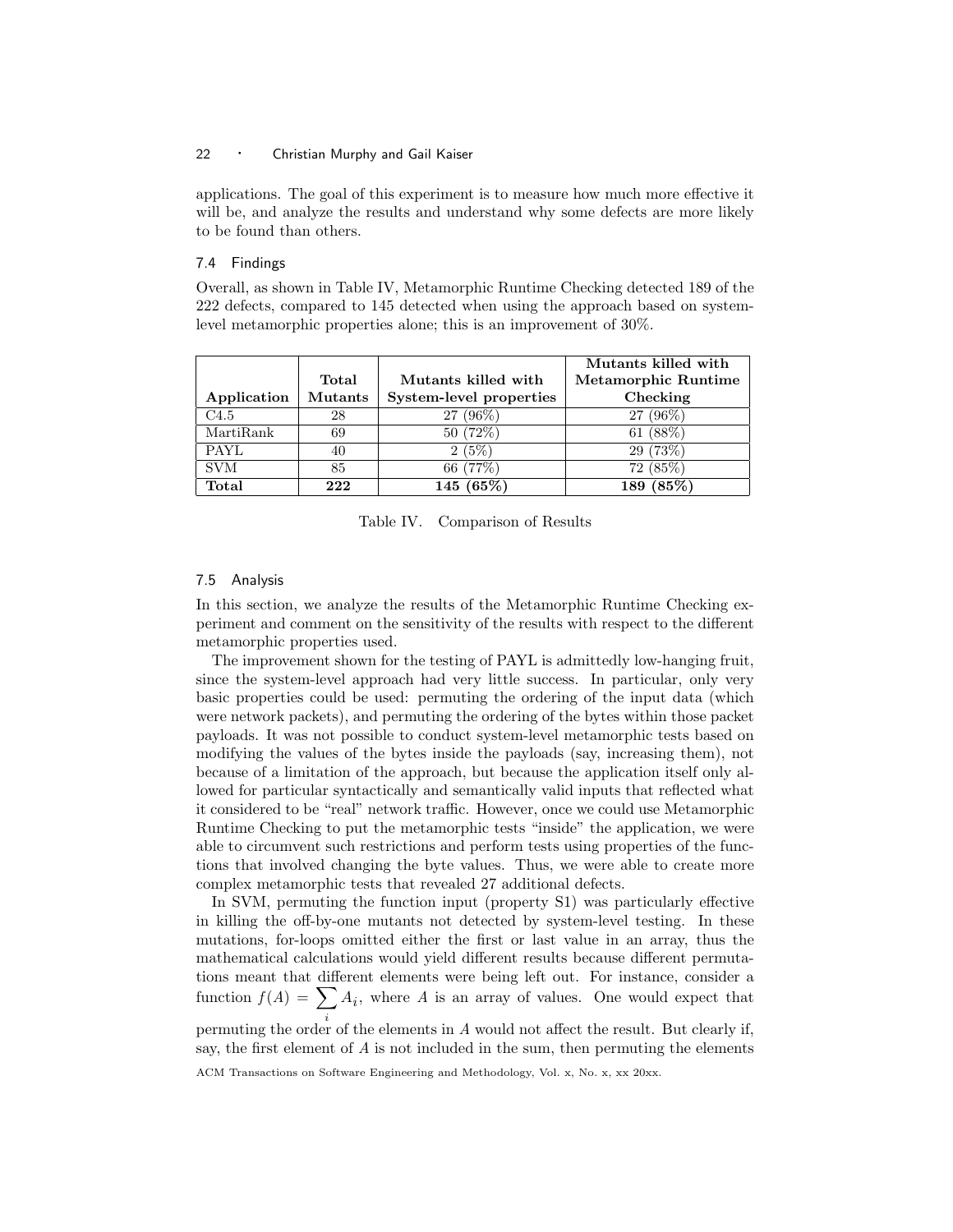applications. The goal of this experiment is to measure how much more effective it will be, and analyze the results and understand why some defects are more likely to be found than others.

### 7.4 Findings

Overall, as shown in Table IV, Metamorphic Runtime Checking detected 189 of the 222 defects, compared to 145 detected when using the approach based on system-level metamorphic properties alone; this is an improvement of 30%.

| **Application** | **Total Mutants** | **Mutants killed with System-level properties** | **Mutants killed with Metamorphic Runtime Checking** |
|---|---|---|---|
| C4.5 | 28 | 27 (96%) | 27 (96%) |
| MartiRank | 69 | 50 (72%) | 61 (88%) |
| PAYL | 40 | 2 (5%) | 29 (73%) |
| SVM | 85 | 66 (77%) | 72 (85%) |
| **Total** | **222** | **145 (65%)** | **189 (85%)** |

Table IV. Comparison of Results

### 7.5 Analysis

In this section, we analyze the results of the Metamorphic Runtime Checking experiment and comment on the sensitivity of the results with respect to the different metamorphic properties used.

The improvement shown for the testing of PAYL is admittedly low-hanging fruit, since the system-level approach had very little success. In particular, only very basic properties could be used: permuting the ordering of the input data (which were network packets), and permuting the ordering of the bytes within those packet payloads. It was not possible to conduct system-level metamorphic tests based on modifying the values of the bytes inside the payloads (say, increasing them), not because of a limitation of the approach, but because the application itself only allowed for particular syntactically and semantically valid inputs that reflected what it considered to be "real" network traffic. However, once we could use Metamorphic Runtime Checking to put the metamorphic tests "inside" the application, we were able to circumvent such restrictions and perform tests using properties of the functions that involved changing the byte values. Thus, we were able to create more complex metamorphic tests that revealed 27 additional defects.

In SVM, permuting the function input (property S1) was particularly effective in killing the off-by-one mutants not detected by system-level testing. In these mutations, for-loops omitted either the first or last value in an array, thus the mathematical calculations would yield different results because different permutations meant that different elements were being left out. For instance, consider a function $f(A) = \sum_i A_i$, where $A$ is an array of values. One would expect that permuting the order of the elements in $A$ would not affect the result. But clearly if, say, the first element of $A$ is not included in the sum, then permuting the elements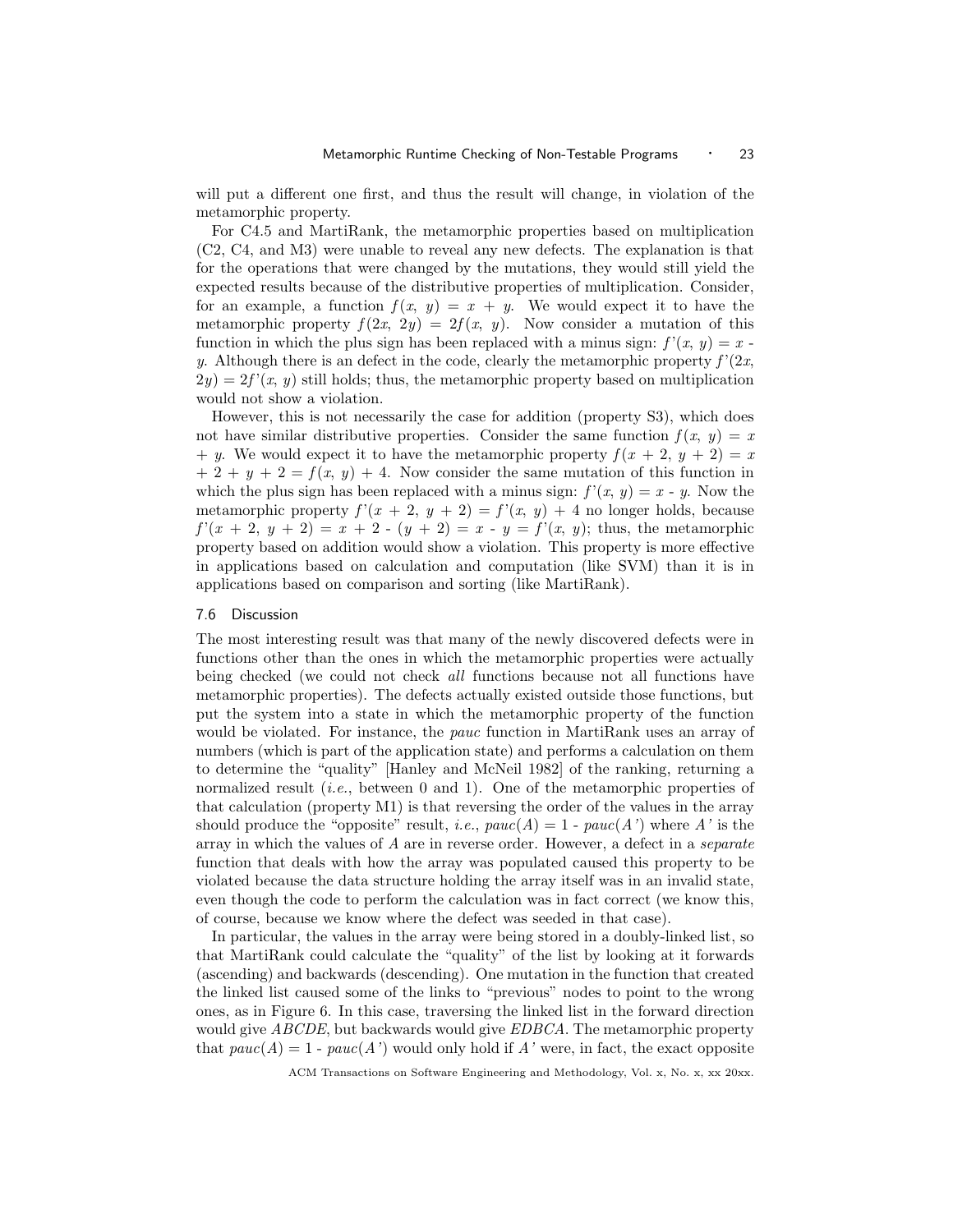will put a different one first, and thus the result will change, in violation of the metamorphic property.

For C4.5 and MartiRank, the metamorphic properties based on multiplication (C2, C4, and M3) were unable to reveal any new defects. The explanation is that for the operations that were changed by the mutations, they would still yield the expected results because of the distributive properties of multiplication. Consider, for an example, a function $f(x, y) = x + y$. We would expect it to have the metamorphic property $f(2x, 2y) = 2f(x, y)$. Now consider a mutation of this function in which the plus sign has been replaced with a minus sign: $f'(x, y) = x - y$. Although there is an defect in the code, clearly the metamorphic property $f'(2x, 2y) = 2f'(x, y)$ still holds; thus, the metamorphic property based on multiplication would not show a violation.

However, this is not necessarily the case for addition (property S3), which does not have similar distributive properties. Consider the same function $f(x, y) = x + y$. We would expect it to have the metamorphic property $f(x + 2, y + 2) = x + 2 + y + 2 = f(x, y) + 4$. Now consider the same mutation of this function in which the plus sign has been replaced with a minus sign: $f'(x, y) = x - y$. Now the metamorphic property $f'(x + 2, y + 2) = f'(x, y) + 4$ no longer holds, because $f'(x + 2, y + 2) = x + 2 - (y + 2) = x - y = f'(x, y)$; thus, the metamorphic property based on addition would show a violation. This property is more effective in applications based on calculation and computation (like SVM) than it is in applications based on comparison and sorting (like MartiRank).

## 7.6 Discussion

The most interesting result was that many of the newly discovered defects were in functions other than the ones in which the metamorphic properties were actually being checked (we could not check *all* functions because not all functions have metamorphic properties). The defects actually existed outside those functions, but put the system into a state in which the metamorphic property of the function would be violated. For instance, the *pauc* function in MartiRank uses an array of numbers (which is part of the application state) and performs a calculation on them to determine the "quality" [Hanley and McNeil 1982] of the ranking, returning a normalized result (*i.e.*, between 0 and 1). One of the metamorphic properties of that calculation (property M1) is that reversing the order of the values in the array should produce the "opposite" result, *i.e.*, $pauc(A) = 1 - pauc(A')$ where $A'$ is the array in which the values of $A$ are in reverse order. However, a defect in a *separate* function that deals with how the array was populated caused this property to be violated because the data structure holding the array itself was in an invalid state, even though the code to perform the calculation was in fact correct (we know this, of course, because we know where the defect was seeded in that case).

In particular, the values in the array were being stored in a doubly-linked list, so that MartiRank could calculate the "quality" of the list by looking at it forwards (ascending) and backwards (descending). One mutation in the function that created the linked list caused some of the links to "previous" nodes to point to the wrong ones, as in Figure 6. In this case, traversing the linked list in the forward direction would give *ABCDE*, but backwards would give *EDBCA*. The metamorphic property that $pauc(A) = 1 - pauc(A')$ would only hold if $A'$ were, in fact, the exact opposite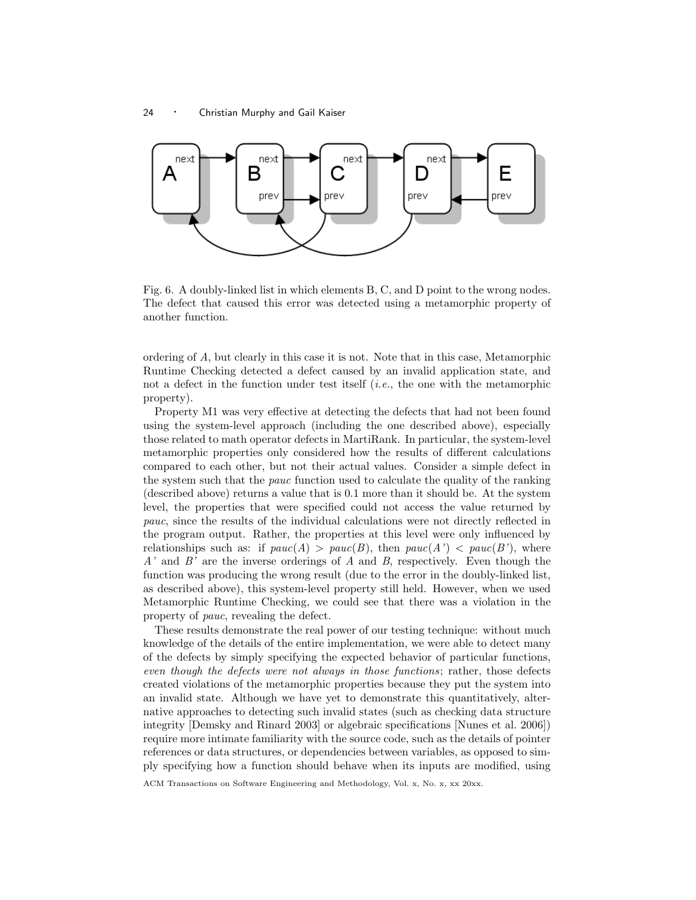Fig. 6. A doubly-linked list in which elements B, C, and D point to the wrong nodes. The defect that caused this error was detected using a metamorphic property of another function.

ordering of $A$, but clearly in this case it is not. Note that in this case, Metamorphic Runtime Checking detected a defect caused by an invalid application state, and not a defect in the function under test itself (*i.e.*, the one with the metamorphic property).

Property M1 was very effective at detecting the defects that had not been found using the system-level approach (including the one described above), especially those related to math operator defects in MartiRank. In particular, the system-level metamorphic properties only considered how the results of different calculations compared to each other, but not their actual values. Consider a simple defect in the system such that the *pauc* function used to calculate the quality of the ranking (described above) returns a value that is 0.1 more than it should be. At the system level, the properties that were specified could not access the value returned by *pauc*, since the results of the individual calculations were not directly reflected in the program output. Rather, the properties at this level were only influenced by relationships such as: if $pauc(A) > pauc(B)$, then $pauc(A') < pauc(B')$, where $A'$ and $B'$ are the inverse orderings of $A$ and $B$, respectively. Even though the function was producing the wrong result (due to the error in the doubly-linked list, as described above), this system-level property still held. However, when we used Metamorphic Runtime Checking, we could see that there was a violation in the property of *pauc*, revealing the defect.

These results demonstrate the real power of our testing technique: without much knowledge of the details of the entire implementation, we were able to detect many of the defects by simply specifying the expected behavior of particular functions, *even though the defects were not always in those functions*; rather, those defects created violations of the metamorphic properties because they put the system into an invalid state. Although we have yet to demonstrate this quantitatively, alternative approaches to detecting such invalid states (such as checking data structure integrity [Demsky and Rinard 2003] or algebraic specifications [Nunes et al. 2006]) require more intimate familiarity with the source code, such as the details of pointer references or data structures, or dependencies between variables, as opposed to simply specifying how a function should behave when its inputs are modified, using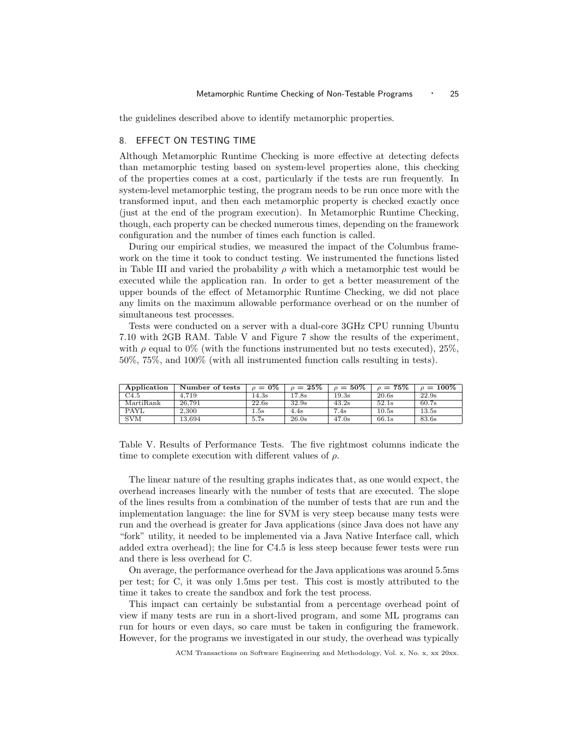the guidelines described above to identify metamorphic properties.

## 8. EFFECT ON TESTING TIME

Although Metamorphic Runtime Checking is more effective at detecting defects than metamorphic testing based on system-level properties alone, this checking of the properties comes at a cost, particularly if the tests are run frequently. In system-level metamorphic testing, the program needs to be run once more with the transformed input, and then each metamorphic property is checked exactly once (just at the end of the program execution). In Metamorphic Runtime Checking, though, each property can be checked numerous times, depending on the framework configuration and the number of times each function is called.

During our empirical studies, we measured the impact of the Columbus framework on the time it took to conduct testing. We instrumented the functions listed in Table III and varied the probability $\rho$ with which a metamorphic test would be executed while the application ran. In order to get a better measurement of the upper bounds of the effect of Metamorphic Runtime Checking, we did not place any limits on the maximum allowable performance overhead or on the number of simultaneous test processes.

Tests were conducted on a server with a dual-core 3GHz CPU running Ubuntu 7.10 with 2GB RAM. Table V and Figure 7 show the results of the experiment, with $\rho$ equal to 0% (with the functions instrumented but no tests executed), 25%, 50%, 75%, and 100% (with all instrumented function calls resulting in tests).

| **Application** | **Number of tests** | $\rho = 0\%$ | $\rho = 25\%$ | $\rho = 50\%$ | $\rho = 75\%$ | $\rho = 100\%$ |
|---|---|---|---|---|---|---|
| C4.5 | 4,719 | 14.3s | 17.8s | 19.3s | 20.6s | 22.9s |
| MartiRank | 26,791 | 22.6s | 32.9s | 43.2s | 52.1s | 60.7s |
| PAYL | 2,300 | 1.5s | 4.4s | 7.4s | 10.5s | 13.5s |
| SVM | 13,694 | 5.7s | 26.0s | 47.0s | 66.1s | 83.6s |

Table V. Results of Performance Tests. The five rightmost columns indicate the time to complete execution with different values of $\rho$.

The linear nature of the resulting graphs indicates that, as one would expect, the overhead increases linearly with the number of tests that are executed. The slope of the lines results from a combination of the number of tests that are run and the implementation language: the line for SVM is very steep because many tests were run and the overhead is greater for Java applications (since Java does not have any "fork" utility, it needed to be implemented via a Java Native Interface call, which added extra overhead); the line for C4.5 is less steep because fewer tests were run and there is less overhead for C.

On average, the performance overhead for the Java applications was around 5.5ms per test; for C, it was only 1.5ms per test. This cost is mostly attributed to the time it takes to create the sandbox and fork the test process.

This impact can certainly be substantial from a percentage overhead point of view if many tests are run in a short-lived program, and some ML programs can run for hours or even days, so care must be taken in configuring the framework. However, for the programs we investigated in our study, the overhead was typically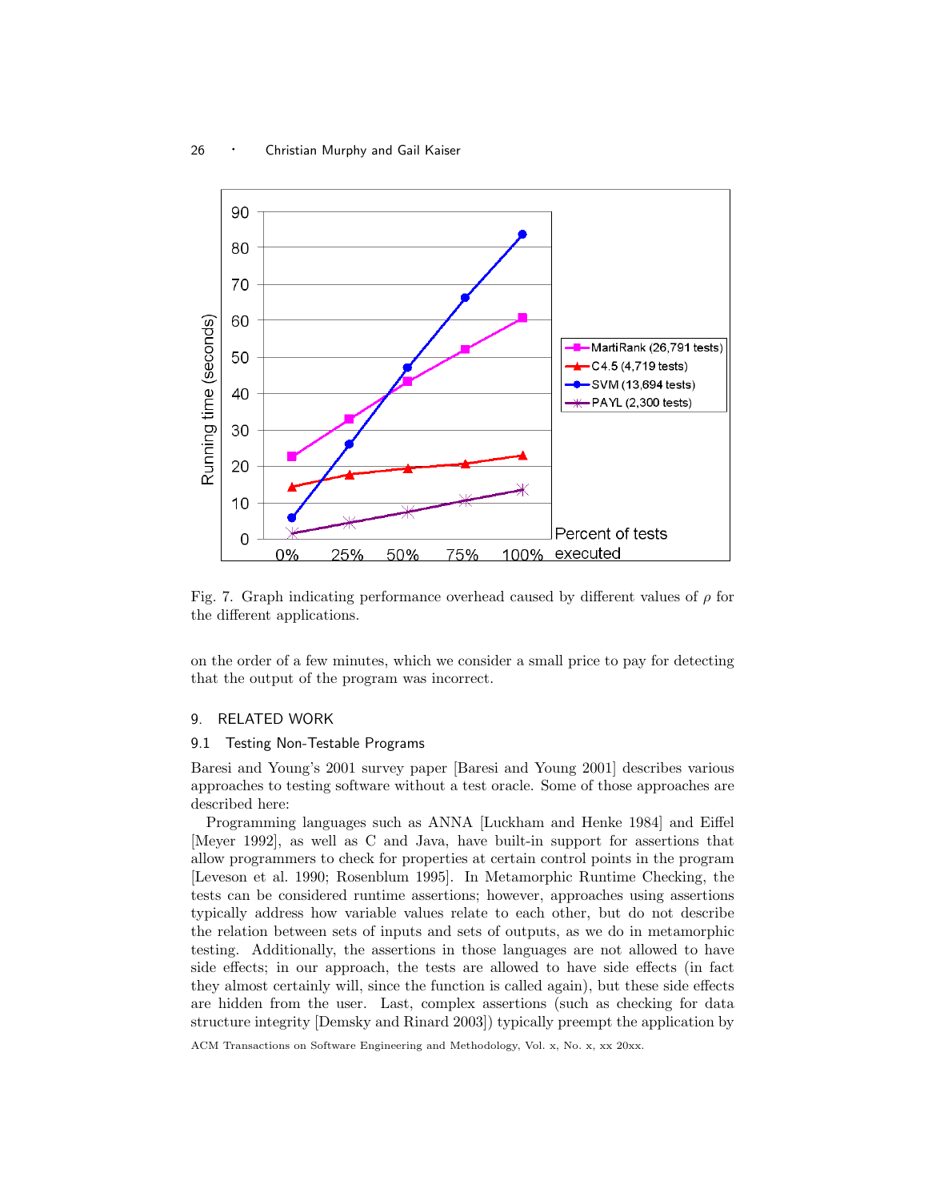Fig. 7. Graph indicating performance overhead caused by different values of $\rho$ for the different applications.

on the order of a few minutes, which we consider a small price to pay for detecting that the output of the program was incorrect.

## 9. RELATED WORK

### 9.1 Testing Non-Testable Programs

Baresi and Young's 2001 survey paper [Baresi and Young 2001] describes various approaches to testing software without a test oracle. Some of those approaches are described here:

Programming languages such as ANNA [Luckham and Henke 1984] and Eiffel [Meyer 1992], as well as C and Java, have built-in support for assertions that allow programmers to check for properties at certain control points in the program [Leveson et al. 1990; Rosenblum 1995]. In Metamorphic Runtime Checking, the tests can be considered runtime assertions; however, approaches using assertions typically address how variable values relate to each other, but do not describe the relation between sets of inputs and sets of outputs, as we do in metamorphic testing. Additionally, the assertions in those languages are not allowed to have side effects; in our approach, the tests are allowed to have side effects (in fact they almost certainly will, since the function is called again), but these side effects are hidden from the user. Last, complex assertions (such as checking for data structure integrity [Demsky and Rinard 2003]) typically preempt the application by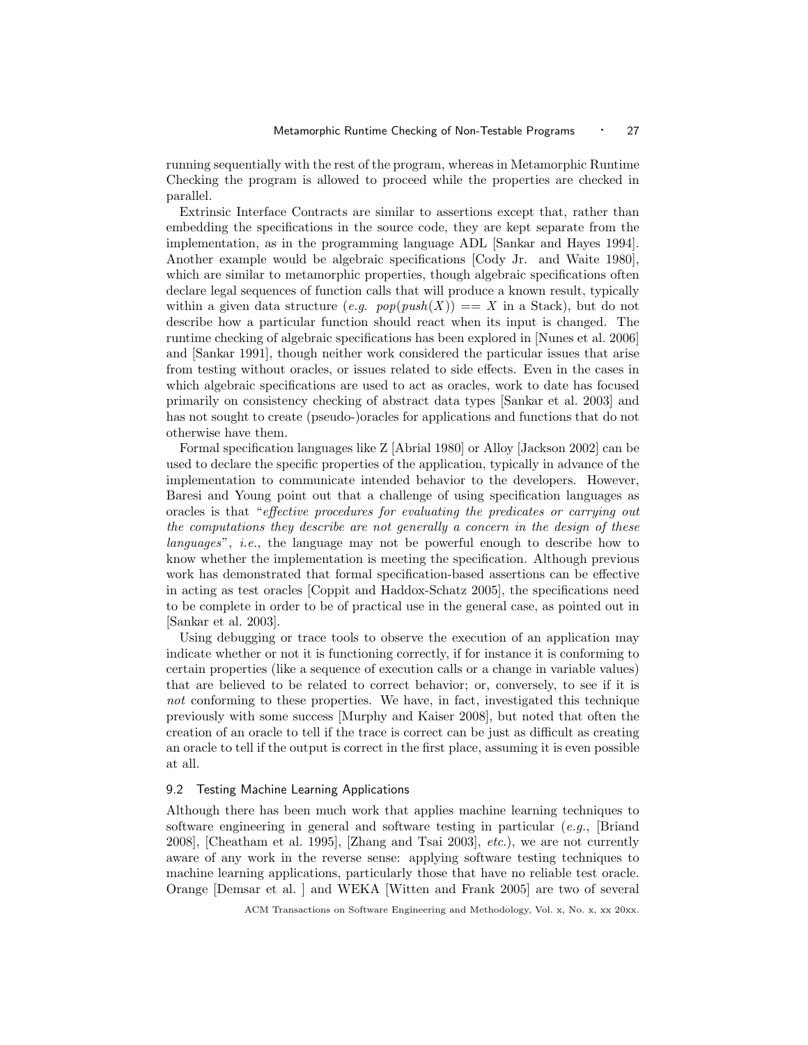running sequentially with the rest of the program, whereas in Metamorphic Runtime Checking the program is allowed to proceed while the properties are checked in parallel.

Extrinsic Interface Contracts are similar to assertions except that, rather than embedding the specifications in the source code, they are kept separate from the implementation, as in the programming language ADL [Sankar and Hayes 1994]. Another example would be algebraic specifications [Cody Jr. and Waite 1980], which are similar to metamorphic properties, though algebraic specifications often declare legal sequences of function calls that will produce a known result, typically within a given data structure (*e.g.* $pop(push(X)) == X$ in a Stack), but do not describe how a particular function should react when its input is changed. The runtime checking of algebraic specifications has been explored in [Nunes et al. 2006] and [Sankar 1991], though neither work considered the particular issues that arise from testing without oracles, or issues related to side effects. Even in the cases in which algebraic specifications are used to act as oracles, work to date has focused primarily on consistency checking of abstract data types [Sankar et al. 2003] and has not sought to create (pseudo-)oracles for applications and functions that do not otherwise have them.

Formal specification languages like Z [Abrial 1980] or Alloy [Jackson 2002] can be used to declare the specific properties of the application, typically in advance of the implementation to communicate intended behavior to the developers. However, Baresi and Young point out that a challenge of using specification languages as oracles is that "*effective procedures for evaluating the predicates or carrying out the computations they describe are not generally a concern in the design of these languages*", *i.e.*, the language may not be powerful enough to describe how to know whether the implementation is meeting the specification. Although previous work has demonstrated that formal specification-based assertions can be effective in acting as test oracles [Coppit and Haddox-Schatz 2005], the specifications need to be complete in order to be of practical use in the general case, as pointed out in [Sankar et al. 2003].

Using debugging or trace tools to observe the execution of an application may indicate whether or not it is functioning correctly, if for instance it is conforming to certain properties (like a sequence of execution calls or a change in variable values) that are believed to be related to correct behavior; or, conversely, to see if it is *not* conforming to these properties. We have, in fact, investigated this technique previously with some success [Murphy and Kaiser 2008], but noted that often the creation of an oracle to tell if the trace is correct can be just as difficult as creating an oracle to tell if the output is correct in the first place, assuming it is even possible at all.

## 9.2 Testing Machine Learning Applications

Although there has been much work that applies machine learning techniques to software engineering in general and software testing in particular (*e.g.*, [Briand 2008], [Cheatham et al. 1995], [Zhang and Tsai 2003], *etc.*), we are not currently aware of any work in the reverse sense: applying software testing techniques to machine learning applications, particularly those that have no reliable test oracle. Orange [Demsar et al. ] and WEKA [Witten and Frank 2005] are two of several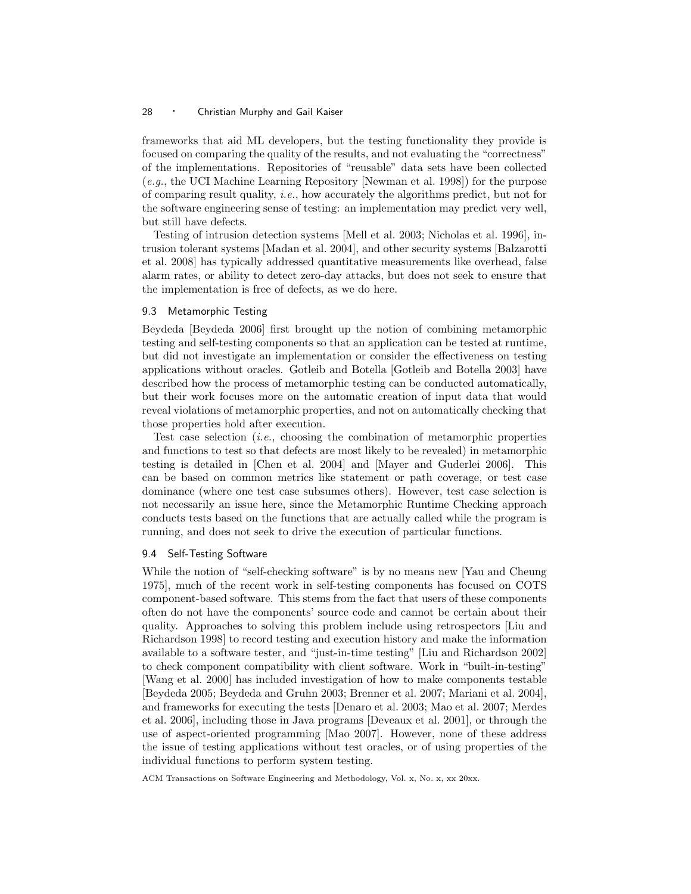frameworks that aid ML developers, but the testing functionality they provide is focused on comparing the quality of the results, and not evaluating the "correctness" of the implementations. Repositories of "reusable" data sets have been collected (*e.g.*, the UCI Machine Learning Repository [Newman et al. 1998]) for the purpose of comparing result quality, *i.e.*, how accurately the algorithms predict, but not for the software engineering sense of testing: an implementation may predict very well, but still have defects.

Testing of intrusion detection systems [Mell et al. 2003; Nicholas et al. 1996], intrusion tolerant systems [Madan et al. 2004], and other security systems [Balzarotti et al. 2008] has typically addressed quantitative measurements like overhead, false alarm rates, or ability to detect zero-day attacks, but does not seek to ensure that the implementation is free of defects, as we do here.

### 9.3 Metamorphic Testing

Beydeda [Beydeda 2006] first brought up the notion of combining metamorphic testing and self-testing components so that an application can be tested at runtime, but did not investigate an implementation or consider the effectiveness on testing applications without oracles. Gotleib and Botella [Gotleib and Botella 2003] have described how the process of metamorphic testing can be conducted automatically, but their work focuses more on the automatic creation of input data that would reveal violations of metamorphic properties, and not on automatically checking that those properties hold after execution.

Test case selection (*i.e.*, choosing the combination of metamorphic properties and functions to test so that defects are most likely to be revealed) in metamorphic testing is detailed in [Chen et al. 2004] and [Mayer and Guderlei 2006]. This can be based on common metrics like statement or path coverage, or test case dominance (where one test case subsumes others). However, test case selection is not necessarily an issue here, since the Metamorphic Runtime Checking approach conducts tests based on the functions that are actually called while the program is running, and does not seek to drive the execution of particular functions.

### 9.4 Self-Testing Software

While the notion of "self-checking software" is by no means new [Yau and Cheung 1975], much of the recent work in self-testing components has focused on COTS component-based software. This stems from the fact that users of these components often do not have the components' source code and cannot be certain about their quality. Approaches to solving this problem include using retrospectors [Liu and Richardson 1998] to record testing and execution history and make the information available to a software tester, and "just-in-time testing" [Liu and Richardson 2002] to check component compatibility with client software. Work in "built-in-testing" [Wang et al. 2000] has included investigation of how to make components testable [Beydeda 2005; Beydeda and Gruhn 2003; Brenner et al. 2007; Mariani et al. 2004], and frameworks for executing the tests [Denaro et al. 2003; Mao et al. 2007; Merdes et al. 2006], including those in Java programs [Deveaux et al. 2001], or through the use of aspect-oriented programming [Mao 2007]. However, none of these address the issue of testing applications without test oracles, or of using properties of the individual functions to perform system testing.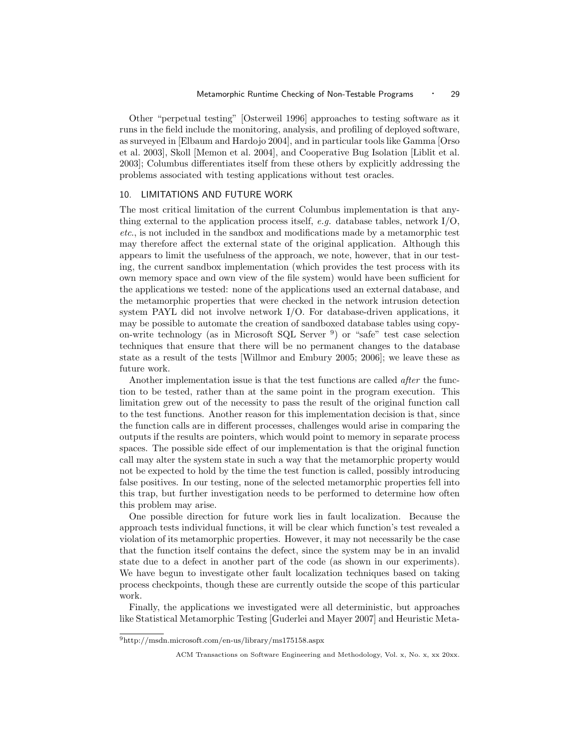Other "perpetual testing" [Osterweil 1996] approaches to testing software as it runs in the field include the monitoring, analysis, and profiling of deployed software, as surveyed in [Elbaum and Hardojo 2004], and in particular tools like Gamma [Orso et al. 2003], Skoll [Memon et al. 2004], and Cooperative Bug Isolation [Liblit et al. 2003]; Columbus differentiates itself from these others by explicitly addressing the problems associated with testing applications without test oracles.

## 10. LIMITATIONS AND FUTURE WORK

The most critical limitation of the current Columbus implementation is that anything external to the application process itself, *e.g.* database tables, network I/O, *etc.*, is not included in the sandbox and modifications made by a metamorphic test may therefore affect the external state of the original application. Although this appears to limit the usefulness of the approach, we note, however, that in our testing, the current sandbox implementation (which provides the test process with its own memory space and own view of the file system) would have been sufficient for the applications we tested: none of the applications used an external database, and the metamorphic properties that were checked in the network intrusion detection system PAYL did not involve network I/O. For database-driven applications, it may be possible to automate the creation of sandboxed database tables using copy-on-write technology (as in Microsoft SQL Server [9]) or "safe" test case selection techniques that ensure that there will be no permanent changes to the database state as a result of the tests [Willmor and Embury 2005; 2006]; we leave these as future work.

Another implementation issue is that the test functions are called *after* the function to be tested, rather than at the same point in the program execution. This limitation grew out of the necessity to pass the result of the original function call to the test functions. Another reason for this implementation decision is that, since the function calls are in different processes, challenges would arise in comparing the outputs if the results are pointers, which would point to memory in separate process spaces. The possible side effect of our implementation is that the original function call may alter the system state in such a way that the metamorphic property would not be expected to hold by the time the test function is called, possibly introducing false positives. In our testing, none of the selected metamorphic properties fell into this trap, but further investigation needs to be performed to determine how often this problem may arise.

One possible direction for future work lies in fault localization. Because the approach tests individual functions, it will be clear which function's test revealed a violation of its metamorphic properties. However, it may not necessarily be the case that the function itself contains the defect, since the system may be in an invalid state due to a defect in another part of the code (as shown in our experiments). We have begun to investigate other fault localization techniques based on taking process checkpoints, though these are currently outside the scope of this particular work.

Finally, the applications we investigated were all deterministic, but approaches like Statistical Metamorphic Testing [Guderlei and Mayer 2007] and Heuristic Meta-

[9] http://msdn.microsoft.com/en-us/library/ms175158.aspx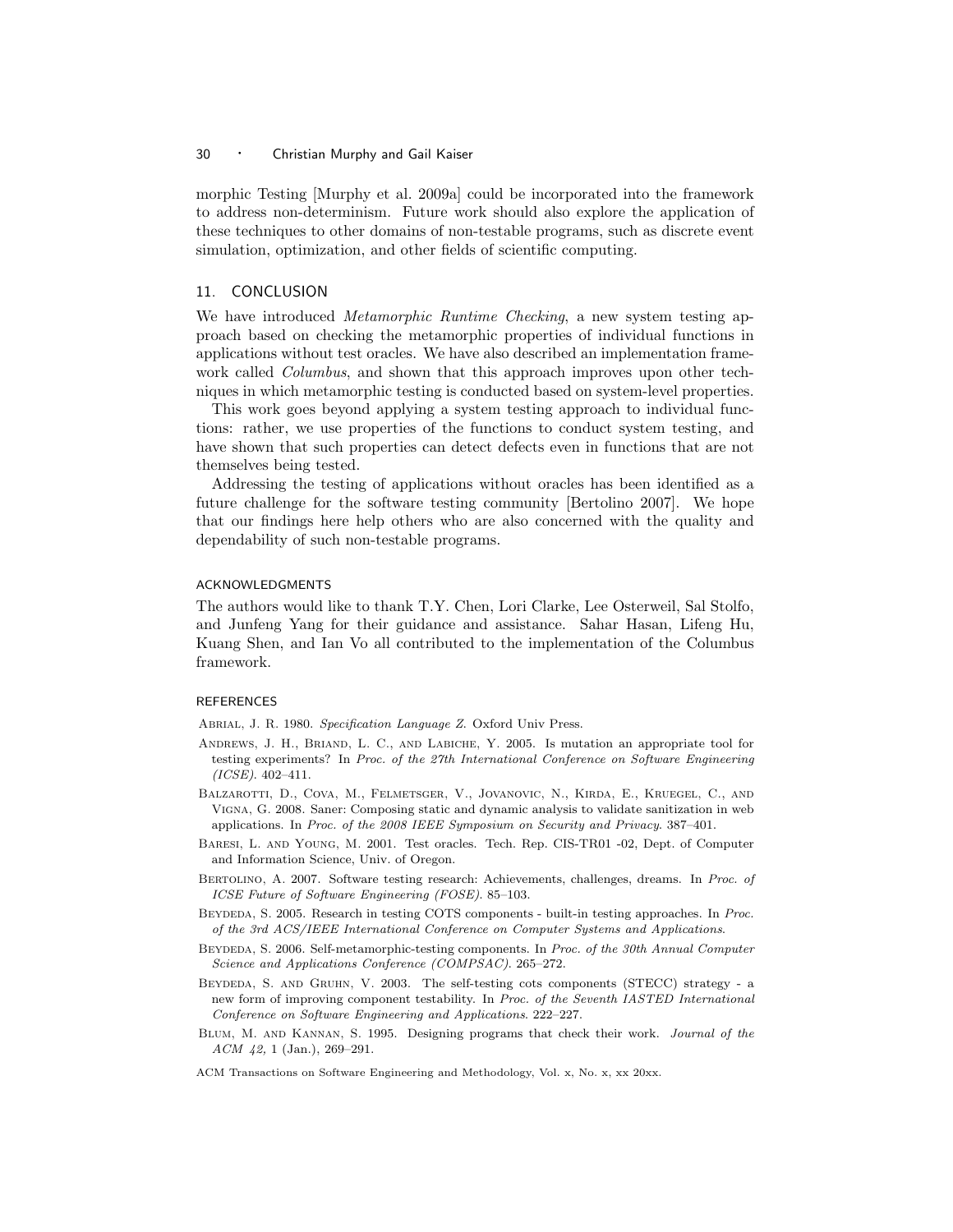morphic Testing [Murphy et al. 2009a] could be incorporated into the framework to address non-determinism. Future work should also explore the application of these techniques to other domains of non-testable programs, such as discrete event simulation, optimization, and other fields of scientific computing.

## 11. CONCLUSION

We have introduced *Metamorphic Runtime Checking*, a new system testing approach based on checking the metamorphic properties of individual functions in applications without test oracles. We have also described an implementation framework called *Columbus*, and shown that this approach improves upon other techniques in which metamorphic testing is conducted based on system-level properties.

This work goes beyond applying a system testing approach to individual functions: rather, we use properties of the functions to conduct system testing, and have shown that such properties can detect defects even in functions that are not themselves being tested.

Addressing the testing of applications without oracles has been identified as a future challenge for the software testing community [Bertolino 2007]. We hope that our findings here help others who are also concerned with the quality and dependability of such non-testable programs.

### ACKNOWLEDGMENTS

The authors would like to thank T.Y. Chen, Lori Clarke, Lee Osterweil, Sal Stolfo, and Junfeng Yang for their guidance and assistance. Sahar Hasan, Lifeng Hu, Kuang Shen, and Ian Vo all contributed to the implementation of the Columbus framework.

### REFERENCES

Abrial, J. R. 1980. *Specification Language Z.* Oxford Univ Press.

Andrews, J. H., Briand, L. C., and Labiche, Y. 2005. Is mutation an appropriate tool for testing experiments? In *Proc. of the 27th International Conference on Software Engineering (ICSE)*. 402–411.

Balzarotti, D., Cova, M., Felmetsger, V., Jovanovic, N., Kirda, E., Kruegel, C., and Vigna, G. 2008. Saner: Composing static and dynamic analysis to validate sanitization in web applications. In *Proc. of the 2008 IEEE Symposium on Security and Privacy*. 387–401.

Baresi, L. and Young, M. 2001. Test oracles. Tech. Rep. CIS-TR01 -02, Dept. of Computer and Information Science, Univ. of Oregon.

Bertolino, A. 2007. Software testing research: Achievements, challenges, dreams. In *Proc. of ICSE Future of Software Engineering (FOSE)*. 85–103.

Beydeda, S. 2005. Research in testing COTS components - built-in testing approaches. In *Proc. of the 3rd ACS/IEEE International Conference on Computer Systems and Applications*.

Beydeda, S. 2006. Self-metamorphic-testing components. In *Proc. of the 30th Annual Computer Science and Applications Conference (COMPSAC)*. 265–272.

Beydeda, S. and Gruhn, V. 2003. The self-testing cots components (STECC) strategy - a new form of improving component testability. In *Proc. of the Seventh IASTED International Conference on Software Engineering and Applications*. 222–227.

Blum, M. and Kannan, S. 1995. Designing programs that check their work. *Journal of the ACM 42,* 1 (Jan.), 269–291.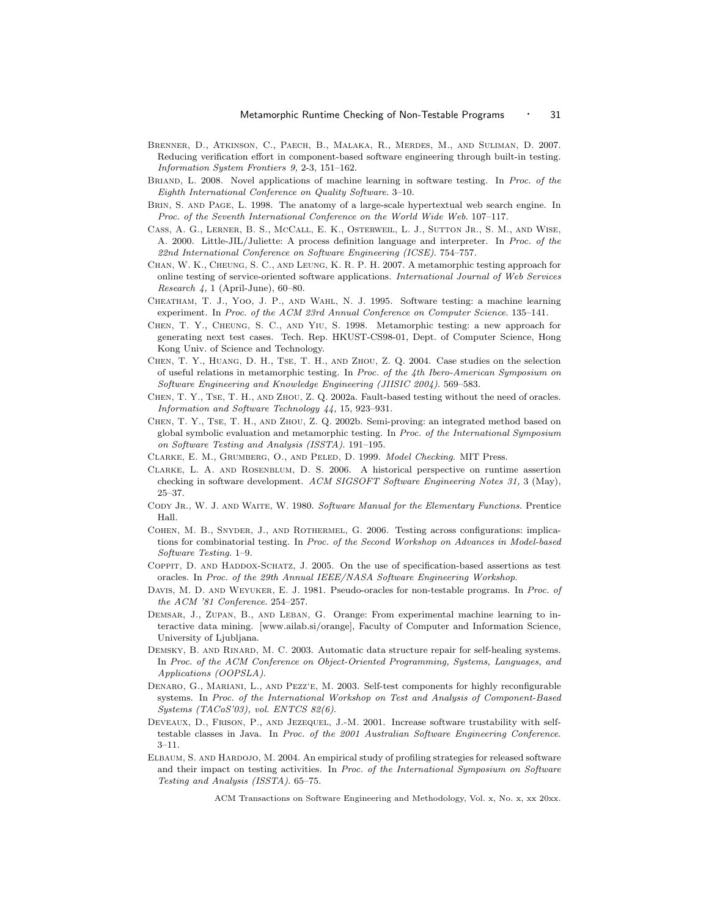Brenner, D., Atkinson, C., Paech, B., Malaka, R., Merdes, M., and Suliman, D. 2007. Reducing verification effort in component-based software engineering through built-in testing. *Information System Frontiers 9,* 2-3, 151–162.

Briand, L. 2008. Novel applications of machine learning in software testing. In *Proc. of the Eighth International Conference on Quality Software*. 3–10.

Brin, S. and Page, L. 1998. The anatomy of a large-scale hypertextual web search engine. In *Proc. of the Seventh International Conference on the World Wide Web*. 107–117.

Cass, A. G., Lerner, B. S., McCall, E. K., Osterweil, L. J., Sutton Jr., S. M., and Wise, A. 2000. Little-JIL/Juliette: A process definition language and interpreter. In *Proc. of the 22nd International Conference on Software Engineering (ICSE)*. 754–757.

Chan, W. K., Cheung, S. C., and Leung, K. R. P. H. 2007. A metamorphic testing approach for online testing of service-oriented software applications. *International Journal of Web Services Research 4,* 1 (April-June), 60–80.

Cheatham, T. J., Yoo, J. P., and Wahl, N. J. 1995. Software testing: a machine learning experiment. In *Proc. of the ACM 23rd Annual Conference on Computer Science*. 135–141.

Chen, T. Y., Cheung, S. C., and Yiu, S. 1998. Metamorphic testing: a new approach for generating next test cases. Tech. Rep. HKUST-CS98-01, Dept. of Computer Science, Hong Kong Univ. of Science and Technology.

Chen, T. Y., Huang, D. H., Tse, T. H., and Zhou, Z. Q. 2004. Case studies on the selection of useful relations in metamorphic testing. In *Proc. of the 4th Ibero-American Symposium on Software Engineering and Knowledge Engineering (JIISIC 2004)*. 569–583.

Chen, T. Y., Tse, T. H., and Zhou, Z. Q. 2002a. Fault-based testing without the need of oracles. *Information and Software Technology 44,* 15, 923–931.

Chen, T. Y., Tse, T. H., and Zhou, Z. Q. 2002b. Semi-proving: an integrated method based on global symbolic evaluation and metamorphic testing. In *Proc. of the International Symposium on Software Testing and Analysis (ISSTA)*. 191–195.

Clarke, E. M., Grumberg, O., and Peled, D. 1999. *Model Checking*. MIT Press.

Clarke, L. A. and Rosenblum, D. S. 2006. A historical perspective on runtime assertion checking in software development. *ACM SIGSOFT Software Engineering Notes 31,* 3 (May), 25–37.

Cody Jr., W. J. and Waite, W. 1980. *Software Manual for the Elementary Functions*. Prentice Hall.

Cohen, M. B., Snyder, J., and Rothermel, G. 2006. Testing across configurations: implications for combinatorial testing. In *Proc. of the Second Workshop on Advances in Model-based Software Testing*. 1–9.

Coppit, D. and Haddox-Schatz, J. 2005. On the use of specification-based assertions as test oracles. In *Proc. of the 29th Annual IEEE/NASA Software Engineering Workshop*.

Davis, M. D. and Weyuker, E. J. 1981. Pseudo-oracles for non-testable programs. In *Proc. of the ACM '81 Conference*. 254–257.

Demsar, J., Zupan, B., and Leban, G. Orange: From experimental machine learning to interactive data mining. [www.ailab.si/orange], Faculty of Computer and Information Science, University of Ljubljana.

Demsky, B. and Rinard, M. C. 2003. Automatic data structure repair for self-healing systems. In *Proc. of the ACM Conference on Object-Oriented Programming, Systems, Languages, and Applications (OOPSLA)*.

Denaro, G., Mariani, L., and Pezz'e, M. 2003. Self-test components for highly reconfigurable systems. In *Proc. of the International Workshop on Test and Analysis of Component-Based Systems (TACoS'03), vol. ENTCS 82(6)*.

Deveaux, D., Frison, P., and Jezequel, J.-M. 2001. Increase software trustability with self-testable classes in Java. In *Proc. of the 2001 Australian Software Engineering Conference*. 3–11.

Elbaum, S. and Hardojo, M. 2004. An empirical study of profiling strategies for released software and their impact on testing activities. In *Proc. of the International Symposium on Software Testing and Analysis (ISSTA)*. 65–75.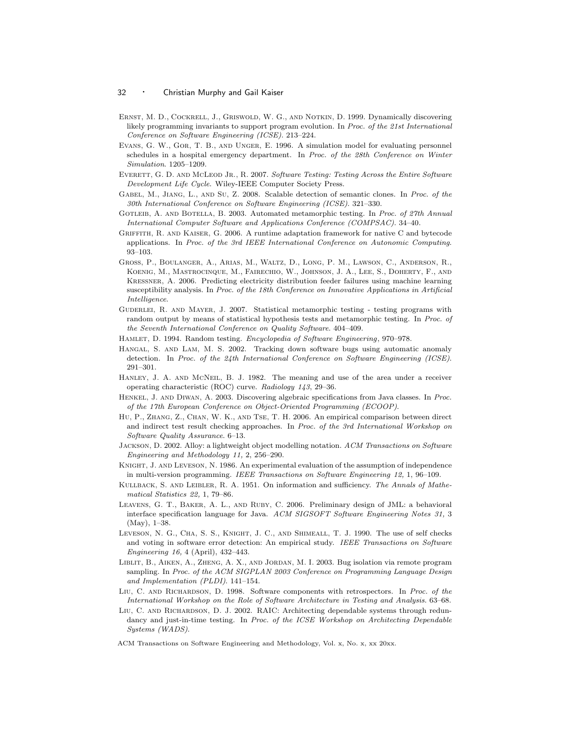Ernst, M. D., Cockrell, J., Griswold, W. G., and Notkin, D. 1999. Dynamically discovering likely programming invariants to support program evolution. In *Proc. of the 21st International Conference on Software Engineering (ICSE)*. 213–224.

Evans, G. W., Gor, T. B., and Unger, E. 1996. A simulation model for evaluating personnel schedules in a hospital emergency department. In *Proc. of the 28th Conference on Winter Simulation*. 1205–1209.

Everett, G. D. and McLeod Jr., R. 2007. *Software Testing: Testing Across the Entire Software Development Life Cycle*. Wiley-IEEE Computer Society Press.

Gabel, M., Jiang, L., and Su, Z. 2008. Scalable detection of semantic clones. In *Proc. of the 30th International Conference on Software Engineering (ICSE)*. 321–330.

Gotleib, A. and Botella, B. 2003. Automated metamorphic testing. In *Proc. of 27th Annual International Computer Software and Applications Conference (COMPSAC)*. 34–40.

Griffith, R. and Kaiser, G. 2006. A runtime adaptation framework for native C and bytecode applications. In *Proc. of the 3rd IEEE International Conference on Autonomic Computing*. 93–103.

Gross, P., Boulanger, A., Arias, M., Waltz, D., Long, P. M., Lawson, C., Anderson, R., Koenig, M., Mastrocinque, M., Fairechio, W., Johnson, J. A., Lee, S., Doherty, F., and Kressner, A. 2006. Predicting electricity distribution feeder failures using machine learning susceptibility analysis. In *Proc. of the 18th Conference on Innovative Applications in Artificial Intelligence*.

Guderlei, R. and Mayer, J. 2007. Statistical metamorphic testing - testing programs with random output by means of statistical hypothesis tests and metamorphic testing. In *Proc. of the Seventh International Conference on Quality Software*. 404–409.

Hamlet, D. 1994. Random testing. *Encyclopedia of Software Engineering*, 970–978.

Hangal, S. and Lam, M. S. 2002. Tracking down software bugs using automatic anomaly detection. In *Proc. of the 24th International Conference on Software Engineering (ICSE)*. 291–301.

Hanley, J. A. and McNeil, B. J. 1982. The meaning and use of the area under a receiver operating characteristic (ROC) curve. *Radiology 143*, 29–36.

Henkel, J. and Diwan, A. 2003. Discovering algebraic specifications from Java classes. In *Proc. of the 17th European Conference on Object-Oriented Programming (ECOOP)*.

Hu, P., Zhang, Z., Chan, W. K., and Tse, T. H. 2006. An empirical comparison between direct and indirect test result checking approaches. In *Proc. of the 3rd International Workshop on Software Quality Assurance*. 6–13.

Jackson, D. 2002. Alloy: a lightweight object modelling notation. *ACM Transactions on Software Engineering and Methodology 11,* 2, 256–290.

Knight, J. and Leveson, N. 1986. An experimental evaluation of the assumption of independence in multi-version programming. *IEEE Transactions on Software Engineering 12,* 1, 96–109.

Kullback, S. and Leibler, R. A. 1951. On information and sufficiency. *The Annals of Mathematical Statistics 22*, 1, 79–86.

Leavens, G. T., Baker, A. L., and Ruby, C. 2006. Preliminary design of JML: a behavioral interface specification language for Java. *ACM SIGSOFT Software Engineering Notes 31,* 3 (May), 1–38.

Leveson, N. G., Cha, S. S., Knight, J. C., and Shimeall, T. J. 1990. The use of self checks and voting in software error detection: An empirical study. *IEEE Transactions on Software Engineering 16,* 4 (April), 432–443.

Liblit, B., Aiken, A., Zheng, A. X., and Jordan, M. I. 2003. Bug isolation via remote program sampling. In *Proc. of the ACM SIGPLAN 2003 Conference on Programming Language Design and Implementation (PLDI)*. 141–154.

Liu, C. and Richardson, D. 1998. Software components with retrospectors. In *Proc. of the International Workshop on the Role of Software Architecture in Testing and Analysis*. 63–68.

Liu, C. and Richardson, D. J. 2002. RAIC: Architecting dependable systems through redundancy and just-in-time testing. In *Proc. of the ICSE Workshop on Architecting Dependable Systems (WADS)*.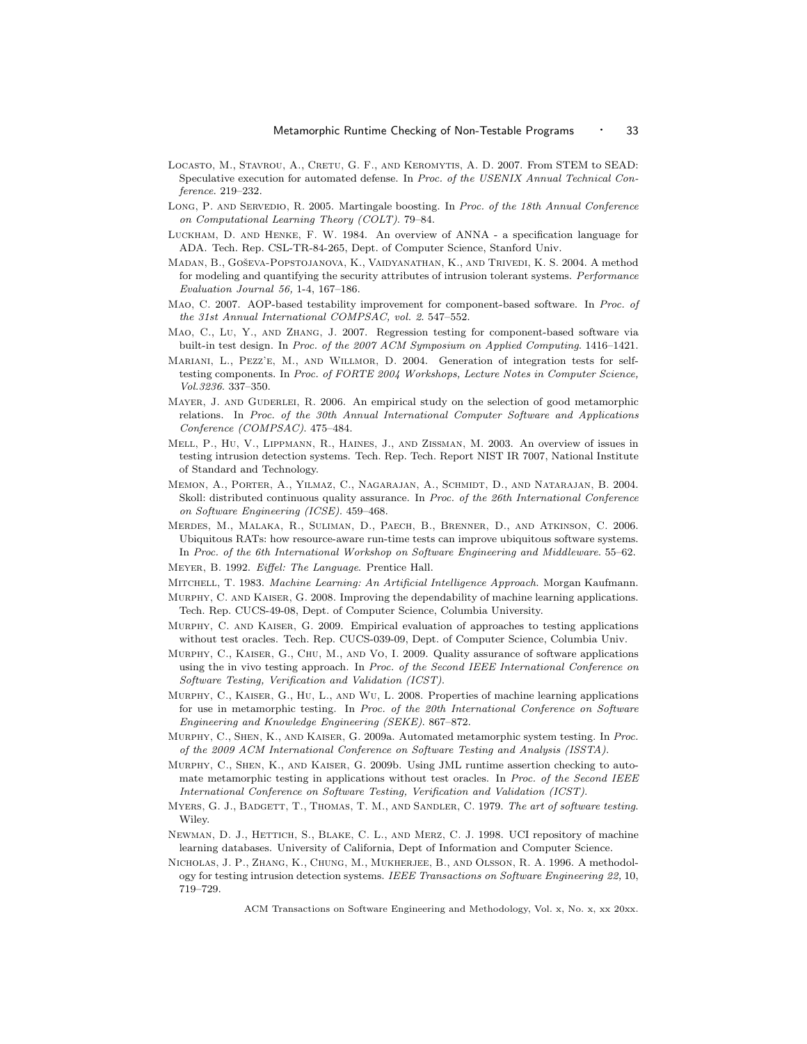Locasto, M., Stavrou, A., Cretu, G. F., and Keromytis, A. D. 2007. From STEM to SEAD: Speculative execution for automated defense. In *Proc. of the USENIX Annual Technical Conference*. 219–232.

Long, P. and Servedio, R. 2005. Martingale boosting. In *Proc. of the 18th Annual Conference on Computational Learning Theory (COLT)*. 79–84.

Luckham, D. and Henke, F. W. 1984. An overview of ANNA - a specification language for ADA. Tech. Rep. CSL-TR-84-265, Dept. of Computer Science, Stanford Univ.

Madan, B., Goševa-Popstojanova, K., Vaidyanathan, K., and Trivedi, K. S. 2004. A method for modeling and quantifying the security attributes of intrusion tolerant systems. *Performance Evaluation Journal 56,* 1-4, 167–186.

Mao, C. 2007. AOP-based testability improvement for component-based software. In *Proc. of the 31st Annual International COMPSAC, vol. 2*. 547–552.

Mao, C., Lu, Y., and Zhang, J. 2007. Regression testing for component-based software via built-in test design. In *Proc. of the 2007 ACM Symposium on Applied Computing*. 1416–1421.

Mariani, L., Pezz'e, M., and Willmor, D. 2004. Generation of integration tests for self-testing components. In *Proc. of FORTE 2004 Workshops, Lecture Notes in Computer Science, Vol.3236*. 337–350.

Mayer, J. and Guderlei, R. 2006. An empirical study on the selection of good metamorphic relations. In *Proc. of the 30th Annual International Computer Software and Applications Conference (COMPSAC)*. 475–484.

Mell, P., Hu, V., Lippmann, R., Haines, J., and Zissman, M. 2003. An overview of issues in testing intrusion detection systems. Tech. Rep. Tech. Report NIST IR 7007, National Institute of Standard and Technology.

Memon, A., Porter, A., Yilmaz, C., Nagarajan, A., Schmidt, D., and Natarajan, B. 2004. Skoll: distributed continuous quality assurance. In *Proc. of the 26th International Conference on Software Engineering (ICSE)*. 459–468.

Merdes, M., Malaka, R., Suliman, D., Paech, B., Brenner, D., and Atkinson, C. 2006. Ubiquitous RATs: how resource-aware run-time tests can improve ubiquitous software systems. In *Proc. of the 6th International Workshop on Software Engineering and Middleware*. 55–62.

Meyer, B. 1992. *Eiffel: The Language*. Prentice Hall.

Mitchell, T. 1983. *Machine Learning: An Artificial Intelligence Approach*. Morgan Kaufmann.

Murphy, C. and Kaiser, G. 2008. Improving the dependability of machine learning applications. Tech. Rep. CUCS-49-08, Dept. of Computer Science, Columbia University.

Murphy, C. and Kaiser, G. 2009. Empirical evaluation of approaches to testing applications without test oracles. Tech. Rep. CUCS-039-09, Dept. of Computer Science, Columbia Univ.

Murphy, C., Kaiser, G., Chu, M., and Vo, I. 2009. Quality assurance of software applications using the in vivo testing approach. In *Proc. of the Second IEEE International Conference on Software Testing, Verification and Validation (ICST)*.

Murphy, C., Kaiser, G., Hu, L., and Wu, L. 2008. Properties of machine learning applications for use in metamorphic testing. In *Proc. of the 20th International Conference on Software Engineering and Knowledge Engineering (SEKE)*. 867–872.

Murphy, C., Shen, K., and Kaiser, G. 2009a. Automated metamorphic system testing. In *Proc. of the 2009 ACM International Conference on Software Testing and Analysis (ISSTA)*.

Murphy, C., Shen, K., and Kaiser, G. 2009b. Using JML runtime assertion checking to automate metamorphic testing in applications without test oracles. In *Proc. of the Second IEEE International Conference on Software Testing, Verification and Validation (ICST)*.

Myers, G. J., Badgett, T., Thomas, T. M., and Sandler, C. 1979. *The art of software testing*. Wiley.

Newman, D. J., Hettich, S., Blake, C. L., and Merz, C. J. 1998. UCI repository of machine learning databases. University of California, Dept of Information and Computer Science.

Nicholas, J. P., Zhang, K., Chung, M., Mukherjee, B., and Olsson, R. A. 1996. A methodology for testing intrusion detection systems. *IEEE Transactions on Software Engineering 22,* 10, 719–729.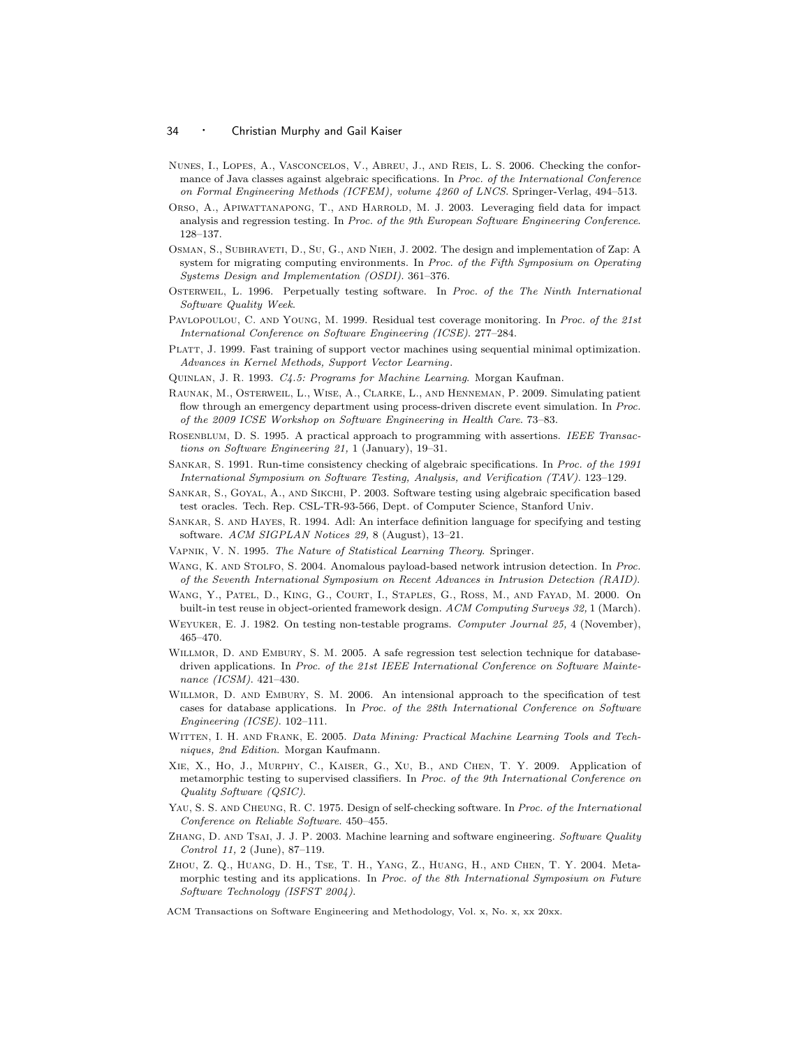Nunes, I., Lopes, A., Vasconcelos, V., Abreu, J., and Reis, L. S. 2006. Checking the conformance of Java classes against algebraic specifications. In *Proc. of the International Conference on Formal Engineering Methods (ICFEM), volume 4260 of LNCS*. Springer-Verlag, 494–513.

Orso, A., Apiwattanapong, T., and Harrold, M. J. 2003. Leveraging field data for impact analysis and regression testing. In *Proc. of the 9th European Software Engineering Conference*. 128–137.

Osman, S., Subhraveti, D., Su, G., and Nieh, J. 2002. The design and implementation of Zap: A system for migrating computing environments. In *Proc. of the Fifth Symposium on Operating Systems Design and Implementation (OSDI)*. 361–376.

Osterweil, L. 1996. Perpetually testing software. In *Proc. of the The Ninth International Software Quality Week*.

Pavlopoulou, C. and Young, M. 1999. Residual test coverage monitoring. In *Proc. of the 21st International Conference on Software Engineering (ICSE)*. 277–284.

Platt, J. 1999. Fast training of support vector machines using sequential minimal optimization. *Advances in Kernel Methods, Support Vector Learning*.

Quinlan, J. R. 1993. *C4.5: Programs for Machine Learning*. Morgan Kaufman.

Raunak, M., Osterweil, L., Wise, A., Clarke, L., and Henneman, P. 2009. Simulating patient flow through an emergency department using process-driven discrete event simulation. In *Proc. of the 2009 ICSE Workshop on Software Engineering in Health Care*. 73–83.

Rosenblum, D. S. 1995. A practical approach to programming with assertions. *IEEE Transactions on Software Engineering 21,* 1 (January), 19–31.

Sankar, S. 1991. Run-time consistency checking of algebraic specifications. In *Proc. of the 1991 International Symposium on Software Testing, Analysis, and Verification (TAV)*. 123–129.

Sankar, S., Goyal, A., and Sikchi, P. 2003. Software testing using algebraic specification based test oracles. Tech. Rep. CSL-TR-93-566, Dept. of Computer Science, Stanford Univ.

Sankar, S. and Hayes, R. 1994. Adl: An interface definition language for specifying and testing software. *ACM SIGPLAN Notices 29,* 8 (August), 13–21.

Vapnik, V. N. 1995. *The Nature of Statistical Learning Theory*. Springer.

Wang, K. and Stolfo, S. 2004. Anomalous payload-based network intrusion detection. In *Proc. of the Seventh International Symposium on Recent Advances in Intrusion Detection (RAID)*.

Wang, Y., Patel, D., King, G., Court, I., Staples, G., Ross, M., and Fayad, M. 2000. On built-in test reuse in object-oriented framework design. *ACM Computing Surveys 32,* 1 (March).

Weyuker, E. J. 1982. On testing non-testable programs. *Computer Journal 25,* 4 (November), 465–470.

Willmor, D. and Embury, S. M. 2005. A safe regression test selection technique for database-driven applications. In *Proc. of the 21st IEEE International Conference on Software Maintenance (ICSM)*. 421–430.

Willmor, D. and Embury, S. M. 2006. An intensional approach to the specification of test cases for database applications. In *Proc. of the 28th International Conference on Software Engineering (ICSE)*. 102–111.

Witten, I. H. and Frank, E. 2005. *Data Mining: Practical Machine Learning Tools and Techniques, 2nd Edition*. Morgan Kaufmann.

Xie, X., Ho, J., Murphy, C., Kaiser, G., Xu, B., and Chen, T. Y. 2009. Application of metamorphic testing to supervised classifiers. In *Proc. of the 9th International Conference on Quality Software (QSIC)*.

Yau, S. S. and Cheung, R. C. 1975. Design of self-checking software. In *Proc. of the International Conference on Reliable Software*. 450–455.

Zhang, D. and Tsai, J. J. P. 2003. Machine learning and software engineering. *Software Quality Control 11,* 2 (June), 87–119.

Zhou, Z. Q., Huang, D. H., Tse, T. H., Yang, Z., Huang, H., and Chen, T. Y. 2004. Metamorphic testing and its applications. In *Proc. of the 8th International Symposium on Future Software Technology (ISFST 2004)*.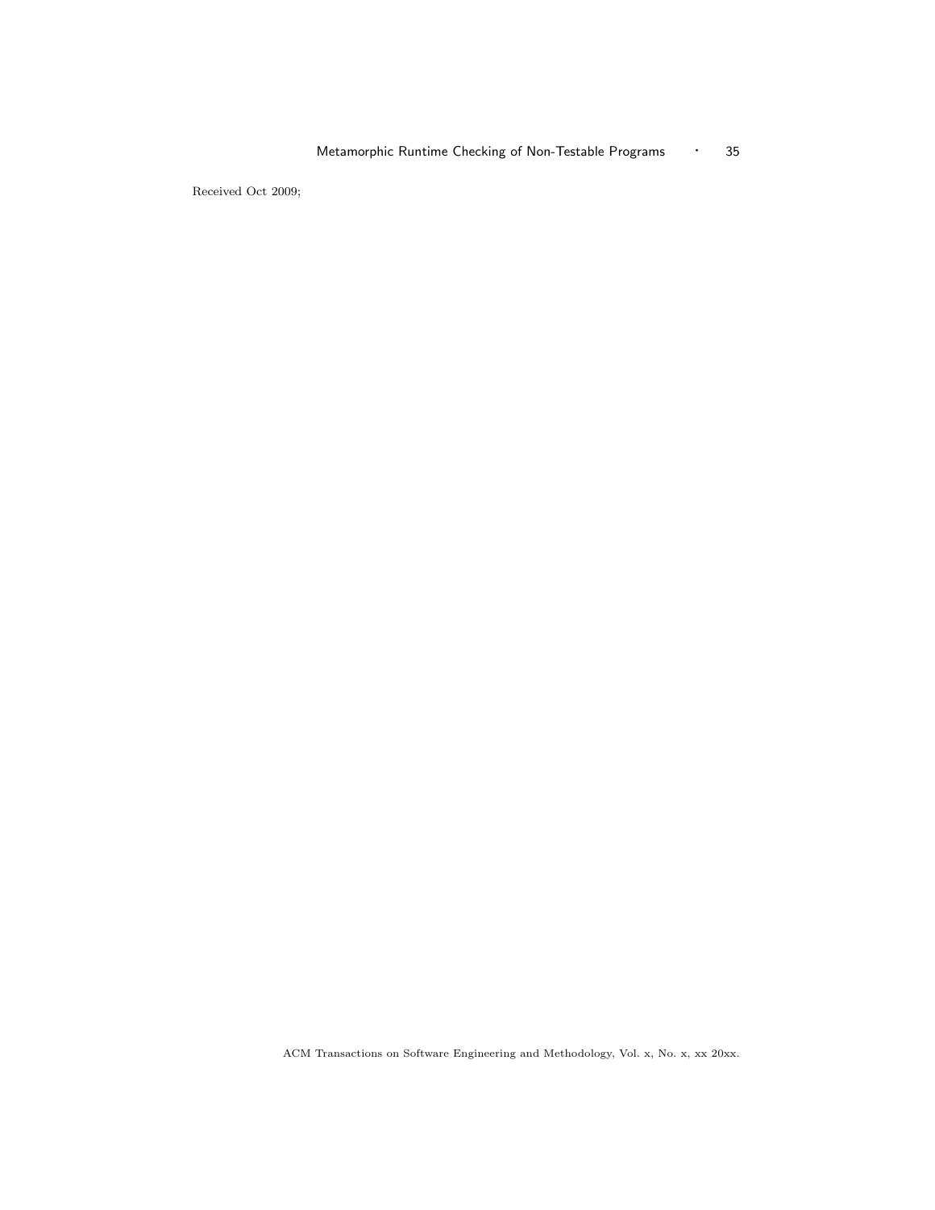Received Oct 2009;